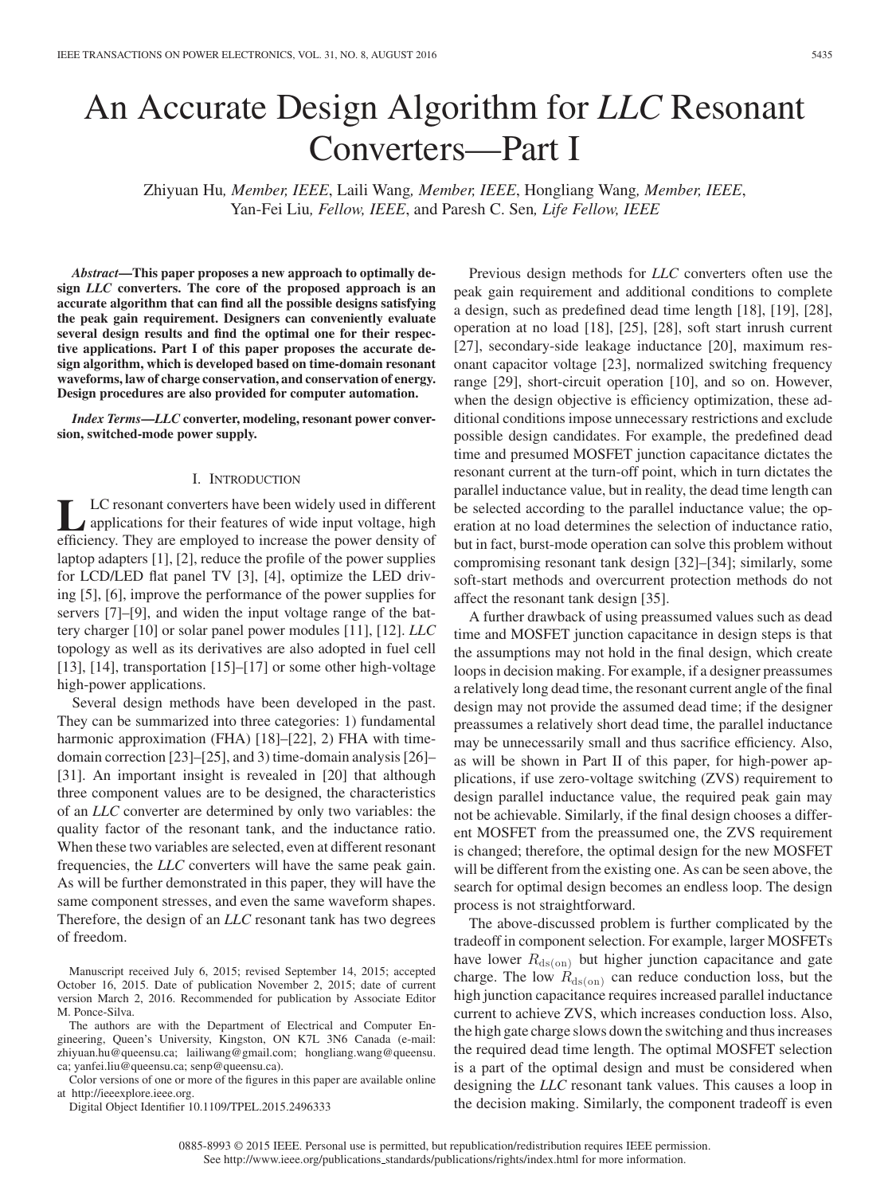# An Accurate Design Algorithm for *LLC* Resonant Converters—Part I

Zhiyuan Hu, *Member, IEEE*, Laili Wang, *Member, IEEE*, Hongliang Wang, *Member, IEEE*, Yan-Fei Liu, *Fellow, IEEE*, and Paresh C. Sen, *Life Fellow, IEEE*

***Abstract*—This paper proposes a new approach to optimally design *LLC* converters. The core of the proposed approach is an accurate algorithm that can find all the possible designs satisfying the peak gain requirement. Designers can conveniently evaluate several design results and find the optimal one for their respective applications. Part I of this paper proposes the accurate design algorithm, which is developed based on time-domain resonant waveforms, law of charge conservation, and conservation of energy. Design procedures are also provided for computer automation.**

***Index Terms*—*LLC* converter, modeling, resonant power conversion, switched-mode power supply.**

## I. Introduction

*LLC* resonant converters have been widely used in different applications for their features of wide input voltage, high efficiency. They are employed to increase the power density of laptop adapters [1], [2], reduce the profile of the power supplies for LCD/LED flat panel TV [3], [4], optimize the LED driving [5], [6], improve the performance of the power supplies for servers [7]–[9], and widen the input voltage range of the battery charger [10] or solar panel power modules [11], [12]. *LLC* topology as well as its derivatives are also adopted in fuel cell [13], [14], transportation [15]–[17] or some other high-voltage high-power applications.

Several design methods have been developed in the past. They can be summarized into three categories: 1) fundamental harmonic approximation (FHA) [18]–[22], 2) FHA with time-domain correction [23]–[25], and 3) time-domain analysis [26]–[31]. An important insight is revealed in [20] that although three component values are to be designed, the characteristics of an *LLC* converter are determined by only two variables: the quality factor of the resonant tank, and the inductance ratio. When these two variables are selected, even at different resonant frequencies, the *LLC* converters will have the same peak gain. As will be further demonstrated in this paper, they will have the same component stresses, and even the same waveform shapes. Therefore, the design of an *LLC* resonant tank has two degrees of freedom.

Manuscript received July 6, 2015; revised September 14, 2015; accepted October 16, 2015. Date of publication November 2, 2015; date of current version March 2, 2016. Recommended for publication by Associate Editor M. Ponce-Silva.

The authors are with the Department of Electrical and Computer Engineering, Queen's University, Kingston, ON K7L 3N6 Canada (e-mail: zhiyuan.hu@queensu.ca; lailiwang@gmail.com; hongliang.wang@queensu.ca; yanfei.liu@queensu.ca; senp@queensu.ca).

Color versions of one or more of the figures in this paper are available online at http://ieeexplore.ieee.org.

Digital Object Identifier 10.1109/TPEL.2015.2496333

Previous design methods for *LLC* converters often use the peak gain requirement and additional conditions to complete a design, such as predefined dead time length [18], [19], [28], operation at no load [18], [25], [28], soft start inrush current [27], secondary-side leakage inductance [20], maximum resonant capacitor voltage [23], normalized switching frequency range [29], short-circuit operation [10], and so on. However, when the design objective is efficiency optimization, these additional conditions impose unnecessary restrictions and exclude possible design candidates. For example, the predefined dead time and presumed MOSFET junction capacitance dictates the resonant current at the turn-off point, which in turn dictates the parallel inductance value, but in reality, the dead time length can be selected according to the parallel inductance value; the operation at no load determines the selection of inductance ratio, but in fact, burst-mode operation can solve this problem without compromising resonant tank design [32]–[34]; similarly, some soft-start methods and overcurrent protection methods do not affect the resonant tank design [35].

A further drawback of using preassumed values such as dead time and MOSFET junction capacitance in design steps is that the assumptions may not hold in the final design, which create loops in decision making. For example, if a designer preassumes a relatively long dead time, the resonant current angle of the final design may not provide the assumed dead time; if the designer preassumes a relatively short dead time, the parallel inductance may be unnecessarily small and thus sacrifice efficiency. Also, as will be shown in Part II of this paper, for high-power applications, if use zero-voltage switching (ZVS) requirement to design parallel inductance value, the required peak gain may not be achievable. Similarly, if the final design chooses a different MOSFET from the preassumed one, the ZVS requirement is changed; therefore, the optimal design for the new MOSFET will be different from the existing one. As can be seen above, the search for optimal design becomes an endless loop. The design process is not straightforward.

The above-discussed problem is further complicated by the tradeoff in component selection. For example, larger MOSFETs have lower $R_{\mathrm{ds(on)}}$ but higher junction capacitance and gate charge. The low $R_{\mathrm{ds(on)}}$ can reduce conduction loss, but the high junction capacitance requires increased parallel inductance current to achieve ZVS, which increases conduction loss. Also, the high gate charge slows down the switching and thus increases the required dead time length. The optimal MOSFET selection is a part of the optimal design and must be considered when designing the *LLC* resonant tank values. This causes a loop in the decision making. Similarly, the component tradeoff is even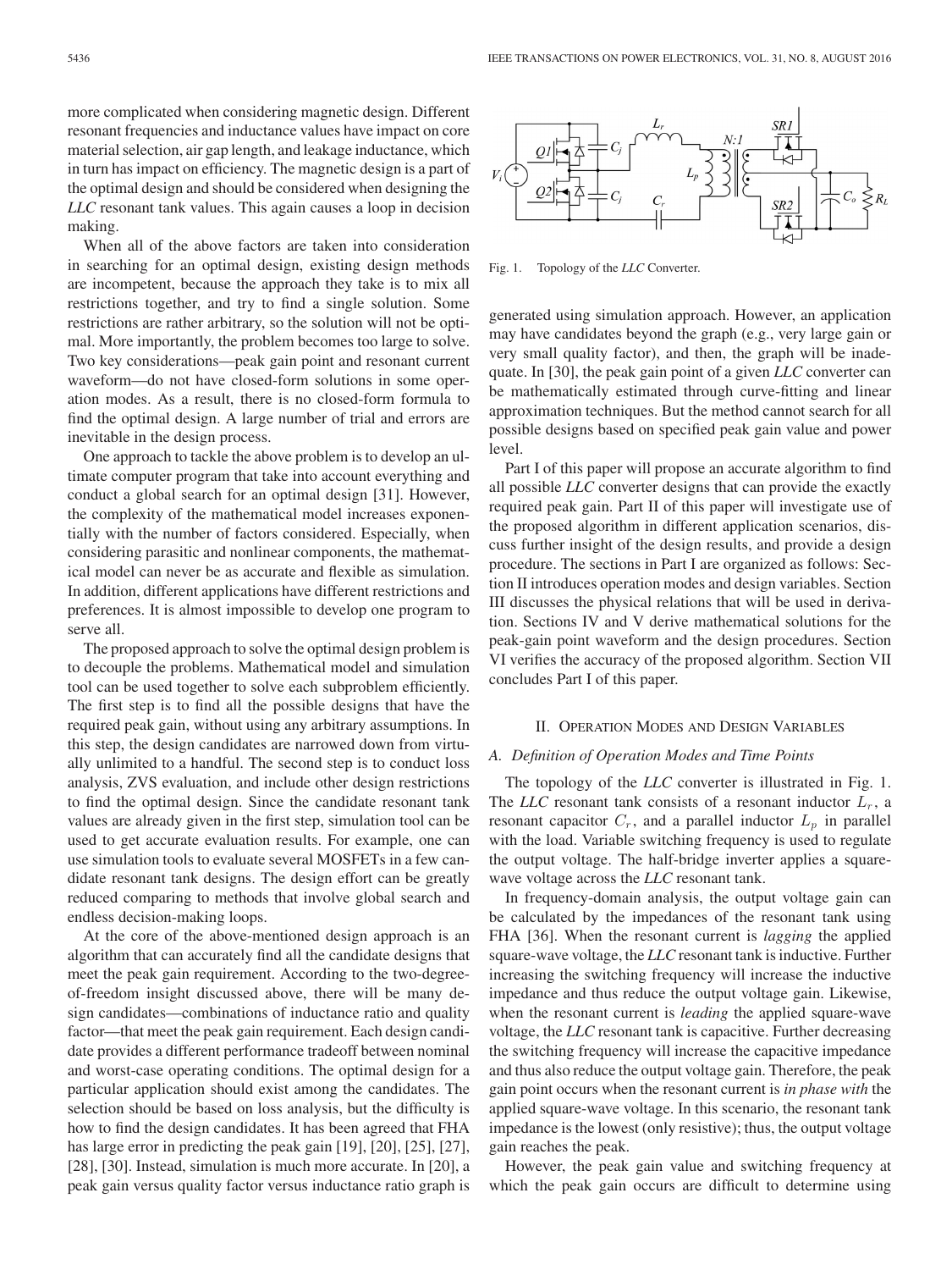more complicated when considering magnetic design. Different resonant frequencies and inductance values have impact on core material selection, air gap length, and leakage inductance, which in turn has impact on efficiency. The magnetic design is a part of the optimal design and should be considered when designing the *LLC* resonant tank values. This again causes a loop in decision making.

When all of the above factors are taken into consideration in searching for an optimal design, existing design methods are incompetent, because the approach they take is to mix all restrictions together, and try to find a single solution. Some restrictions are rather arbitrary, so the solution will not be optimal. More importantly, the problem becomes too large to solve. Two key considerations—peak gain point and resonant current waveform—do not have closed-form solutions in some operation modes. As a result, there is no closed-form formula to find the optimal design. A large number of trial and errors are inevitable in the design process.

One approach to tackle the above problem is to develop an ultimate computer program that take into account everything and conduct a global search for an optimal design [31]. However, the complexity of the mathematical model increases exponentially with the number of factors considered. Especially, when considering parasitic and nonlinear components, the mathematical model can never be as accurate and flexible as simulation. In addition, different applications have different restrictions and preferences. It is almost impossible to develop one program to serve all.

The proposed approach to solve the optimal design problem is to decouple the problems. Mathematical model and simulation tool can be used together to solve each subproblem efficiently. The first step is to find all the possible designs that have the required peak gain, without using any arbitrary assumptions. In this step, the design candidates are narrowed down from virtually unlimited to a handful. The second step is to conduct loss analysis, ZVS evaluation, and include other design restrictions to find the optimal design. Since the candidate resonant tank values are already given in the first step, simulation tool can be used to get accurate evaluation results. For example, one can use simulation tools to evaluate several MOSFETs in a few candidate resonant tank designs. The design effort can be greatly reduced comparing to methods that involve global search and endless decision-making loops.

At the core of the above-mentioned design approach is an algorithm that can accurately find all the candidate designs that meet the peak gain requirement. According to the two-degree-of-freedom insight discussed above, there will be many design candidates—combinations of inductance ratio and quality factor—that meet the peak gain requirement. Each design candidate provides a different performance tradeoff between nominal and worst-case operating conditions. The optimal design for a particular application should exist among the candidates. The selection should be based on loss analysis, but the difficulty is how to find the design candidates. It has been agreed that FHA has large error in predicting the peak gain [19], [20], [25], [27], [28], [30]. Instead, simulation is much more accurate. In [20], a peak gain versus quality factor versus inductance ratio graph is generated using simulation approach. However, an application may have candidates beyond the graph (e.g., very large gain or very small quality factor), and then, the graph will be inadequate. In [30], the peak gain point of a given *LLC* converter can be mathematically estimated through curve-fitting and linear approximation techniques. But the method cannot search for all possible designs based on specified peak gain value and power level.

Fig. 1. Topology of the *LLC* Converter.

Part I of this paper will propose an accurate algorithm to find all possible *LLC* converter designs that can provide the exactly required peak gain. Part II of this paper will investigate use of the proposed algorithm in different application scenarios, discuss further insight of the design results, and provide a design procedure. The sections in Part I are organized as follows: Section II introduces operation modes and design variables. Section III discusses the physical relations that will be used in derivation. Sections IV and V derive mathematical solutions for the peak-gain point waveform and the design procedures. Section VI verifies the accuracy of the proposed algorithm. Section VII concludes Part I of this paper.

## II. Operation Modes and Design Variables

### A. Definition of Operation Modes and Time Points

The topology of the *LLC* converter is illustrated in Fig. 1. The *LLC* resonant tank consists of a resonant inductor $L_r$, a resonant capacitor $C_r$, and a parallel inductor $L_p$ in parallel with the load. Variable switching frequency is used to regulate the output voltage. The half-bridge inverter applies a square-wave voltage across the *LLC* resonant tank.

In frequency-domain analysis, the output voltage gain can be calculated by the impedances of the resonant tank using FHA [36]. When the resonant current is *lagging* the applied square-wave voltage, the *LLC* resonant tank is inductive. Further increasing the switching frequency will increase the inductive impedance and thus reduce the output voltage gain. Likewise, when the resonant current is *leading* the applied square-wave voltage, the *LLC* resonant tank is capacitive. Further decreasing the switching frequency will increase the capacitive impedance and thus also reduce the output voltage gain. Therefore, the peak gain point occurs when the resonant current is *in phase with* the applied square-wave voltage. In this scenario, the resonant tank impedance is the lowest (only resistive); thus, the output voltage gain reaches the peak.

However, the peak gain value and switching frequency at which the peak gain occurs are difficult to determine using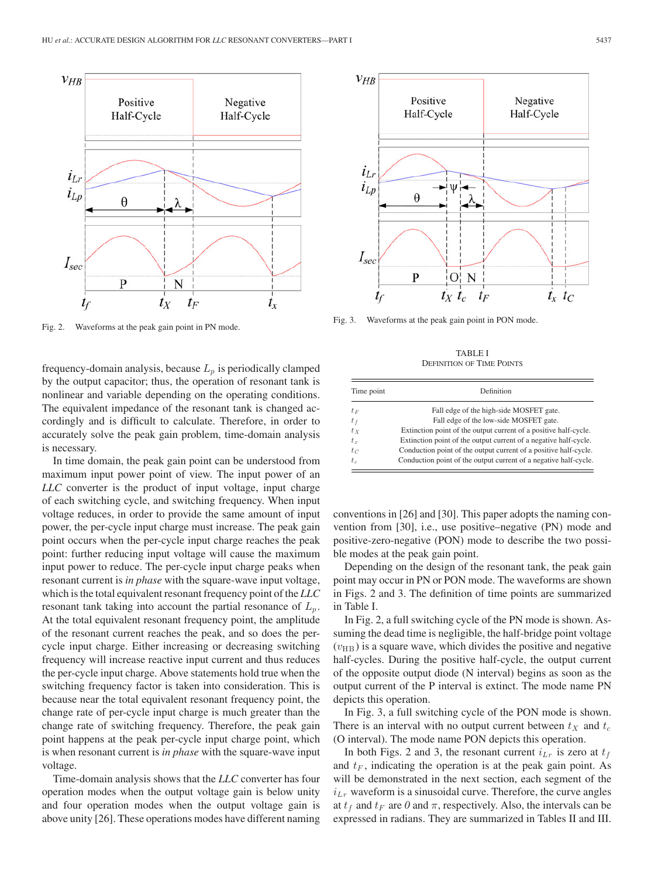Fig. 2. Waveforms at the peak gain point in PN mode.

Fig. 3. Waveforms at the peak gain point in PON mode.

frequency-domain analysis, because $L_p$ is periodically clamped by the output capacitor; thus, the operation of resonant tank is nonlinear and variable depending on the operating conditions. The equivalent impedance of the resonant tank is changed accordingly and is difficult to calculate. Therefore, in order to accurately solve the peak gain problem, time-domain analysis is necessary.

In time domain, the peak gain point can be understood from maximum input power point of view. The input power of an *LLC* converter is the product of input voltage, input charge of each switching cycle, and switching frequency. When input voltage reduces, in order to provide the same amount of input power, the per-cycle input charge must increase. The peak gain point occurs when the per-cycle input charge reaches the peak point: further reducing input voltage will cause the maximum input power to reduce. The per-cycle input charge peaks when resonant current is *in phase* with the square-wave input voltage, which is the total equivalent resonant frequency point of the *LLC* resonant tank taking into account the partial resonance of $L_p$. At the total equivalent resonant frequency point, the amplitude of the resonant current reaches the peak, and so does the per-cycle input charge. Either increasing or decreasing switching frequency will increase reactive input current and thus reduces the per-cycle input charge. Above statements hold true when the switching frequency factor is taken into consideration. This is because near the total equivalent resonant frequency point, the change rate of per-cycle input charge is much greater than the change rate of switching frequency. Therefore, the peak gain point happens at the peak per-cycle input charge point, which is when resonant current is *in phase* with the square-wave input voltage.

Time-domain analysis shows that the *LLC* converter has four operation modes when the output voltage gain is below unity and four operation modes when the output voltage gain is above unity [26]. These operations modes have different naming conventions in [26] and [30]. This paper adopts the naming convention from [30], i.e., use positive–negative (PN) mode and positive-zero-negative (PON) mode to describe the two possible modes at the peak gain point.

TABLE I
DEFINITION OF TIME POINTS

| Time point | Definition |
|---|---|
| $t_F$ | Fall edge of the high-side MOSFET gate. |
| $t_f$ | Fall edge of the low-side MOSFET gate. |
| $t_X$ | Extinction point of the output current of a positive half-cycle. |
| $t_x$ | Extinction point of the output current of a negative half-cycle. |
| $t_C$ | Conduction point of the output current of a positive half-cycle. |
| $t_c$ | Conduction point of the output current of a negative half-cycle. |

Depending on the design of the resonant tank, the peak gain point may occur in PN or PON mode. The waveforms are shown in Figs. 2 and 3. The definition of time points are summarized in Table I.

In Fig. 2, a full switching cycle of the PN mode is shown. Assuming the dead time is negligible, the half-bridge point voltage ($v_{\rm HB}$) is a square wave, which divides the positive and negative half-cycles. During the positive half-cycle, the output current of the opposite output diode (N interval) begins as soon as the output current of the P interval is extinct. The mode name PN depicts this operation.

In Fig. 3, a full switching cycle of the PON mode is shown. There is an interval with no output current between $t_X$ and $t_c$ (O interval). The mode name PON depicts this operation.

In both Figs. 2 and 3, the resonant current $i_{Lr}$ is zero at $t_f$ and $t_F$, indicating the operation is at the peak gain point. As will be demonstrated in the next section, each segment of the $i_{Lr}$ waveform is a sinusoidal curve. Therefore, the curve angles at $t_f$ and $t_F$ are *0* and $\pi$, respectively. Also, the intervals can be expressed in radians. They are summarized in Tables II and III.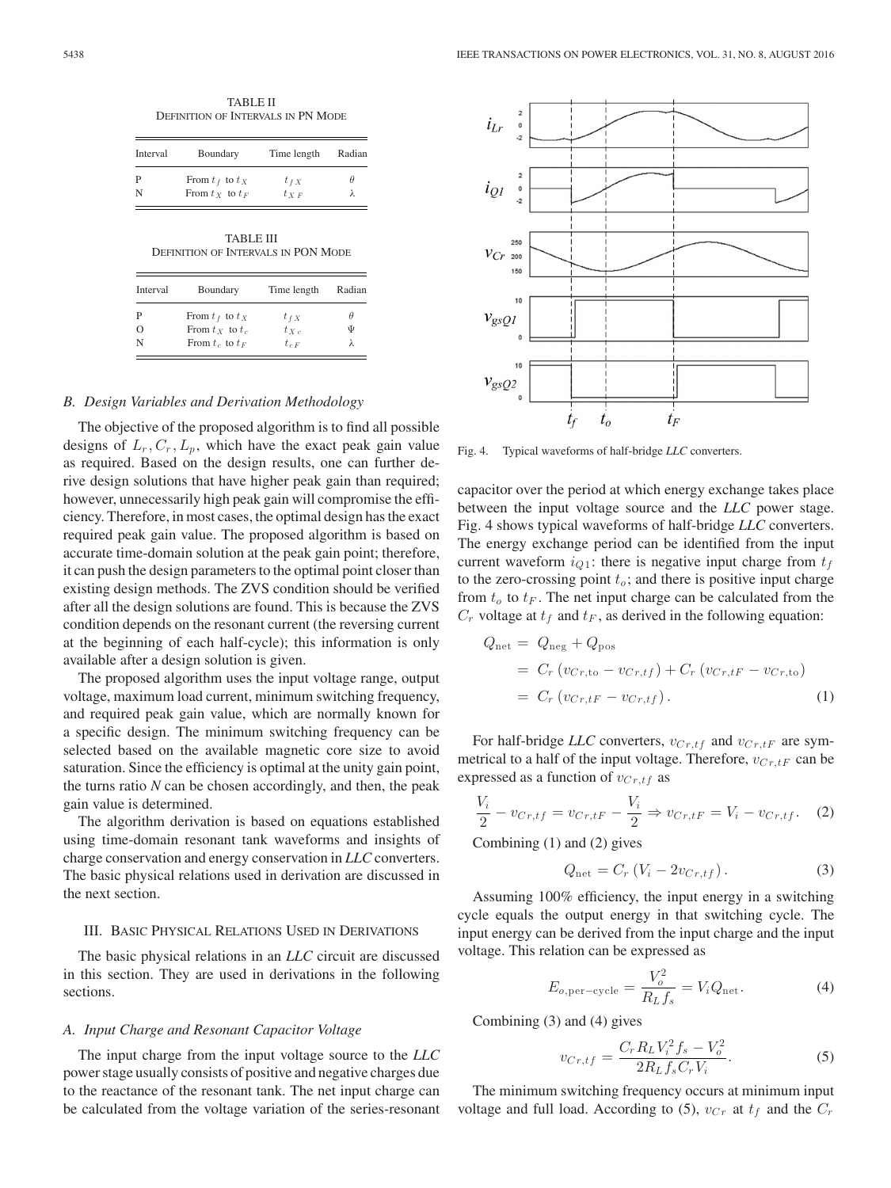TABLE II
DEFINITION OF INTERVALS IN PN MODE

| Interval | Boundary | Time length | Radian |
|---|---|---|---|
| P | From $t_f$ to $t_X$ | $t_{fX}$ | $\theta$ |
| N | From $t_X$ to $t_F$ | $t_{XF}$ | $\lambda$ |

TABLE III
DEFINITION OF INTERVALS IN PON MODE

| Interval | Boundary | Time length | Radian |
|---|---|---|---|
| P | From $t_f$ to $t_X$ | $t_{fX}$ | $\theta$ |
| O | From $t_X$ to $t_c$ | $t_{Xc}$ | $\Psi$ |
| N | From $t_c$ to $t_F$ | $t_{cF}$ | $\lambda$ |

### *B. Design Variables and Derivation Methodology*

The objective of the proposed algorithm is to find all possible designs of $L_r, C_r, L_p$, which have the exact peak gain value as required. Based on the design results, one can further derive design solutions that have higher peak gain than required; however, unnecessarily high peak gain will compromise the efficiency. Therefore, in most cases, the optimal design has the exact required peak gain value. The proposed algorithm is based on accurate time-domain solution at the peak gain point; therefore, it can push the design parameters to the optimal point closer than existing design methods. The ZVS condition should be verified after all the design solutions are found. This is because the ZVS condition depends on the resonant current (the reversing current at the beginning of each half-cycle); this information is only available after a design solution is given.

The proposed algorithm uses the input voltage range, output voltage, maximum load current, minimum switching frequency, and required peak gain value, which are normally known for a specific design. The minimum switching frequency can be selected based on the available magnetic core size to avoid saturation. Since the efficiency is optimal at the unity gain point, the turns ratio *N* can be chosen accordingly, and then, the peak gain value is determined.

The algorithm derivation is based on equations established using time-domain resonant tank waveforms and insights of charge conservation and energy conservation in *LLC* converters. The basic physical relations used in derivation are discussed in the next section.

## III. Basic Physical Relations Used in Derivations

The basic physical relations in an *LLC* circuit are discussed in this section. They are used in derivations in the following sections.

### *A. Input Charge and Resonant Capacitor Voltage*

The input charge from the input voltage source to the *LLC* power stage usually consists of positive and negative charges due to the reactance of the resonant tank. The net input charge can be calculated from the voltage variation of the series-resonant capacitor over the period at which energy exchange takes place between the input voltage source and the *LLC* power stage. Fig. 4 shows typical waveforms of half-bridge *LLC* converters. The energy exchange period can be identified from the input current waveform $i_{Q1}$: there is negative input charge from $t_f$ to the zero-crossing point $t_o$; and there is positive input charge from $t_o$ to $t_F$. The net input charge can be calculated from the $C_r$ voltage at $t_f$ and $t_F$, as derived in the following equation:

Fig. 4. Typical waveforms of half-bridge *LLC* converters.

$$
\begin{aligned}
Q_{\text{net}} &= Q_{\text{neg}} + Q_{\text{pos}} \\
&= C_r\left(v_{Cr,\text{to}} - v_{Cr,tf}\right) + C_r\left(v_{Cr,tF} - v_{Cr,\text{to}}\right) \\
&= C_r\left(v_{Cr,tF} - v_{Cr,tf}\right).
\end{aligned} \tag{1}
$$

For half-bridge *LLC* converters, $v_{Cr,tf}$ and $v_{Cr,tF}$ are symmetrical to a half of the input voltage. Therefore, $v_{Cr,tF}$ can be expressed as a function of $v_{Cr,tf}$ as

$$
\frac{V_i}{2} - v_{Cr,tf} = v_{Cr,tF} - \frac{V_i}{2} \Rightarrow v_{Cr,tF} = V_i - v_{Cr,tf}. \tag{2}
$$

Combining (1) and (2) gives

$$
Q_{\text{net}} = C_r\left(V_i - 2v_{Cr,tf}\right). \tag{3}
$$

Assuming 100% efficiency, the input energy in a switching cycle equals the output energy in that switching cycle. The input energy can be derived from the input charge and the input voltage. This relation can be expressed as

$$
E_{o,\text{per-cycle}} = \frac{V_o^2}{R_L f_s} = V_i Q_{\text{net}}. \tag{4}
$$

Combining (3) and (4) gives

$$
v_{Cr,tf} = \frac{C_r R_L V_i^2 f_s - V_o^2}{2R_L f_s C_r V_i}. \tag{5}
$$

The minimum switching frequency occurs at minimum input voltage and full load. According to (5), $v_{Cr}$ at $t_f$ and the $C_r$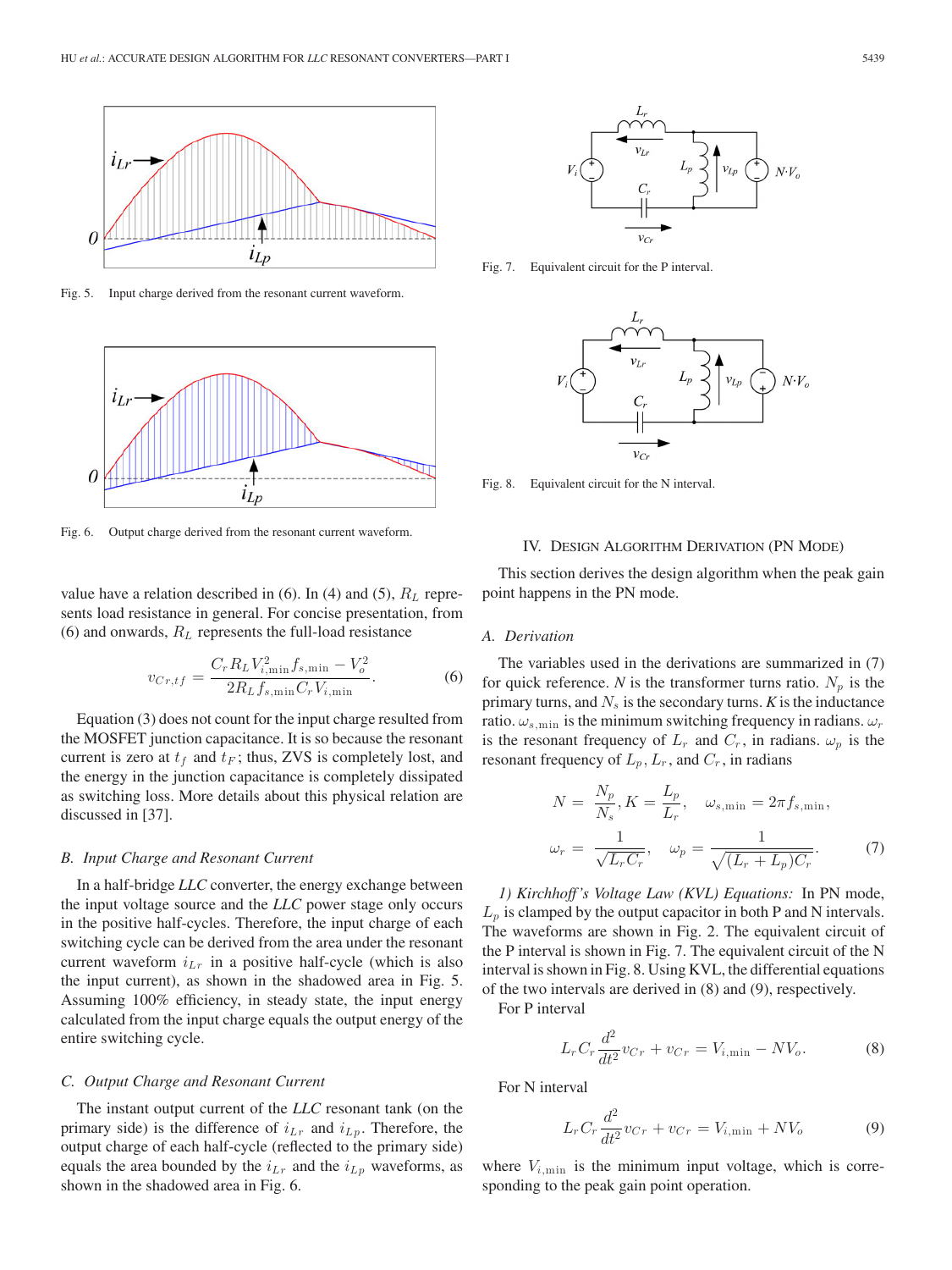Fig. 5. Input charge derived from the resonant current waveform.

Fig. 6. Output charge derived from the resonant current waveform.

value have a relation described in (6). In (4) and (5), $R_L$ represents load resistance in general. For concise presentation, from (6) and onwards, $R_L$ represents the full-load resistance

$$v_{Cr,tf} = \frac{C_r R_L V_{i,\min}^2 f_{s,\min} - V_o^2}{2 R_L f_{s,\min} C_r V_{i,\min}}. \tag{6}$$

Equation (3) does not count for the input charge resulted from the MOSFET junction capacitance. It is so because the resonant current is zero at $t_f$ and $t_F$; thus, ZVS is completely lost, and the energy in the junction capacitance is completely dissipated as switching loss. More details about this physical relation are discussed in [37].

### *B. Input Charge and Resonant Current*

In a half-bridge *LLC* converter, the energy exchange between the input voltage source and the *LLC* power stage only occurs in the positive half-cycles. Therefore, the input charge of each switching cycle can be derived from the area under the resonant current waveform $i_{Lr}$ in a positive half-cycle (which is also the input current), as shown in the shadowed area in Fig. 5. Assuming 100% efficiency, in steady state, the input energy calculated from the input charge equals the output energy of the entire switching cycle.

### *C. Output Charge and Resonant Current*

The instant output current of the *LLC* resonant tank (on the primary side) is the difference of $i_{Lr}$ and $i_{Lp}$. Therefore, the output charge of each half-cycle (reflected to the primary side) equals the area bounded by the $i_{Lr}$ and the $i_{Lp}$ waveforms, as shown in the shadowed area in Fig. 6.

Fig. 7. Equivalent circuit for the P interval.

Fig. 8. Equivalent circuit for the N interval.

## IV. Design Algorithm Derivation (PN Mode)

This section derives the design algorithm when the peak gain point happens in the PN mode.

### *A. Derivation*

The variables used in the derivations are summarized in (7) for quick reference. *N* is the transformer turns ratio. $N_p$ is the primary turns, and $N_s$ is the secondary turns. *K* is the inductance ratio. $\omega_{s,\min}$ is the minimum switching frequency in radians. $\omega_r$ is the resonant frequency of $L_r$ and $C_r$, in radians. $\omega_p$ is the resonant frequency of $L_p$, $L_r$, and $C_r$, in radians

$$N = \frac{N_p}{N_s}, K = \frac{L_p}{L_r}, \quad \omega_{s,\min} = 2\pi f_{s,\min},$$
$$\omega_r = \frac{1}{\sqrt{L_r C_r}}, \quad \omega_p = \frac{1}{\sqrt{(L_r + L_p) C_r}}. \tag{7}$$

*1) Kirchhoff's Voltage Law (KVL) Equations:* In PN mode, $L_p$ is clamped by the output capacitor in both P and N intervals. The waveforms are shown in Fig. 2. The equivalent circuit of the P interval is shown in Fig. 7. The equivalent circuit of the N interval is shown in Fig. 8. Using KVL, the differential equations of the two intervals are derived in (8) and (9), respectively.

For P interval

$$L_r C_r \frac{d^2}{dt^2} v_{Cr} + v_{Cr} = V_{i,\min} - N V_o. \tag{8}$$

For N interval

$$L_r C_r \frac{d^2}{dt^2} v_{Cr} + v_{Cr} = V_{i,\min} + N V_o \tag{9}$$

where $V_{i,\min}$ is the minimum input voltage, which is corresponding to the peak gain point operation.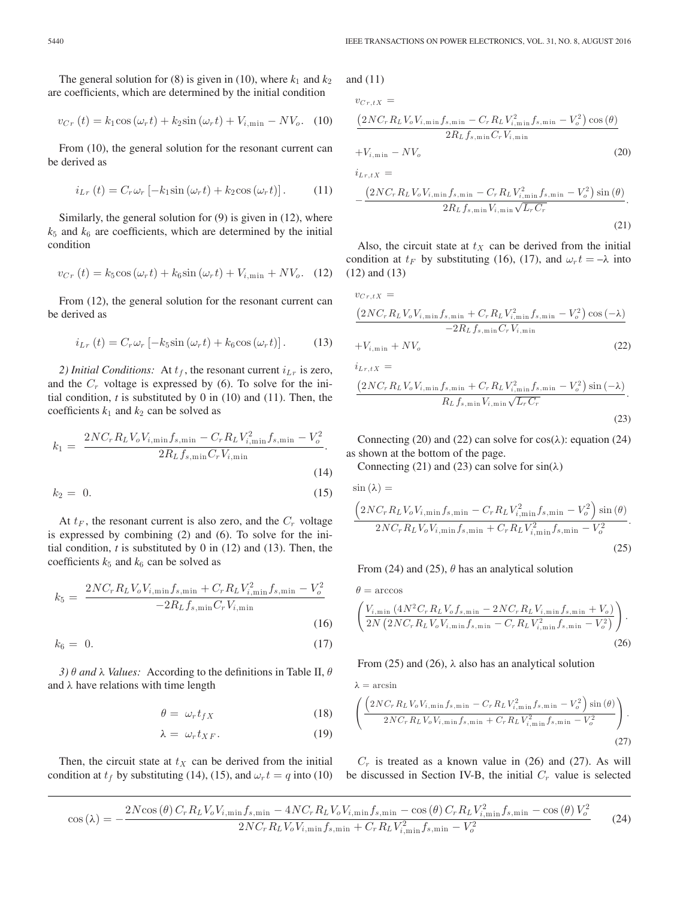The general solution for (8) is given in (10), where $k_1$ and $k_2$ are coefficients, which are determined by the initial condition

$$v_{Cr}(t) = k_1 \cos(\omega_r t) + k_2 \sin(\omega_r t) + V_{i,\min} - NV_o. \quad (10)$$

From (10), the general solution for the resonant current can be derived as

$$i_{Lr}(t) = C_r \omega_r \left[-k_1 \sin(\omega_r t) + k_2 \cos(\omega_r t)\right]. \quad (11)$$

Similarly, the general solution for (9) is given in (12), where $k_5$ and $k_6$ are coefficients, which are determined by the initial condition

$$v_{Cr}(t) = k_5 \cos(\omega_r t) + k_6 \sin(\omega_r t) + V_{i,\min} + NV_o. \quad (12)$$

From (12), the general solution for the resonant current can be derived as

$$i_{Lr}(t) = C_r \omega_r \left[-k_5 \sin(\omega_r t) + k_6 \cos(\omega_r t)\right]. \quad (13)$$

*2) Initial Conditions:* At $t_f$, the resonant current $i_{Lr}$ is zero, and the $C_r$ voltage is expressed by (6). To solve for the initial condition, $t$ is substituted by 0 in (10) and (11). Then, the coefficients $k_1$ and $k_2$ can be solved as

$$k_1 = \frac{2NC_r R_L V_o V_{i,\min} f_{s,\min} - C_r R_L V_{i,\min}^2 f_{s,\min} - V_o^2}{2R_L f_{s,\min} C_r V_{i,\min}}. \quad (14)$$

$$k_2 = 0. \quad (15)$$

At $t_F$, the resonant current is also zero, and the $C_r$ voltage is expressed by combining (2) and (6). To solve for the initial condition, $t$ is substituted by 0 in (12) and (13). Then, the coefficients $k_5$ and $k_6$ can be solved as

$$k_5 = \frac{2NC_r R_L V_o V_{i,\min} f_{s,\min} + C_r R_L V_{i,\min}^2 f_{s,\min} - V_o^2}{-2R_L f_{s,\min} C_r V_{i,\min}} \quad (16)$$

$$k_6 = 0. \quad (17)$$

*3) θ and λ Values:* According to the definitions in Table II, $\theta$ and $\lambda$ have relations with time length

$$\theta = \omega_r t_{fX} \quad (18)$$

$$\lambda = \omega_r t_{XF}. \quad (19)$$

Then, the circuit state at $t_X$ can be derived from the initial condition at $t_f$ by substituting (14), (15), and $\omega_r t = q$ into (10) and (11)

$$v_{Cr,tX} = \frac{\left(2NC_r R_L V_o V_{i,\min} f_{s,\min} - C_r R_L V_{i,\min}^2 f_{s,\min} - V_o^2\right)\cos(\theta)}{2R_L f_{s,\min} C_r V_{i,\min}} + V_{i,\min} - NV_o \quad (20)$$

$$i_{Lr,tX} = -\frac{\left(2NC_r R_L V_o V_{i,\min} f_{s,\min} - C_r R_L V_{i,\min}^2 f_{s,\min} - V_o^2\right)\sin(\theta)}{2R_L f_{s,\min} V_{i,\min}\sqrt{L_r C_r}}. \quad (21)$$

Also, the circuit state at $t_X$ can be derived from the initial condition at $t_F$ by substituting (16), (17), and $\omega_r t = -\lambda$ into (12) and (13)

$$v_{Cr,tX} = \frac{\left(2NC_r R_L V_o V_{i,\min} f_{s,\min} + C_r R_L V_{i,\min}^2 f_{s,\min} - V_o^2\right)\cos(-\lambda)}{-2R_L f_{s,\min} C_r V_{i,\min}} + V_{i,\min} + NV_o \quad (22)$$

$$i_{Lr,tX} = \frac{\left(2NC_r R_L V_o V_{i,\min} f_{s,\min} + C_r R_L V_{i,\min}^2 f_{s,\min} - V_o^2\right)\sin(-\lambda)}{R_L f_{s,\min} V_{i,\min}\sqrt{L_r C_r}}. \quad (23)$$

Connecting (20) and (22) can solve for $\cos(\lambda)$: equation (24) as shown at the bottom of the page.

Connecting (21) and (23) can solve for $\sin(\lambda)$

$$\sin(\lambda) = \frac{\left(2NC_r R_L V_o V_{i,\min} f_{s,\min} - C_r R_L V_{i,\min}^2 f_{s,\min} - V_o^2\right)\sin(\theta)}{2NC_r R_L V_o V_{i,\min} f_{s,\min} + C_r R_L V_{i,\min}^2 f_{s,\min} - V_o^2}. \quad (25)$$

From (24) and (25), $\theta$ has an analytical solution

$$\theta = \arccos\left(\frac{V_{i,\min}\left(4N^2 C_r R_L V_o f_{s,\min} - 2NC_r R_L V_{i,\min} f_{s,\min} + V_o\right)}{2N\left(2NC_r R_L V_o V_{i,\min} f_{s,\min} - C_r R_L V_{i,\min}^2 f_{s,\min} - V_o^2\right)}\right). \quad (26)$$

From (25) and (26), $\lambda$ also has an analytical solution

$$\lambda = \arcsin\left(\frac{\left(2NC_r R_L V_o V_{i,\min} f_{s,\min} - C_r R_L V_{i,\min}^2 f_{s,\min} - V_o^2\right)\sin(\theta)}{2NC_r R_L V_o V_{i,\min} f_{s,\min} + C_r R_L V_{i,\min}^2 f_{s,\min} - V_o^2}\right). \quad (27)$$

$C_r$ is treated as a known value in (26) and (27). As will be discussed in Section IV-B, the initial $C_r$ value is selected

$$\cos(\lambda) = -\frac{2N\cos(\theta) C_r R_L V_o V_{i,\min} f_{s,\min} - 4NC_r R_L V_o V_{i,\min} f_{s,\min} - \cos(\theta) C_r R_L V_{i,\min}^2 f_{s,\min} - \cos(\theta) V_o^2}{2NC_r R_L V_o V_{i,\min} f_{s,\min} + C_r R_L V_{i,\min}^2 f_{s,\min} - V_o^2} \quad (24)$$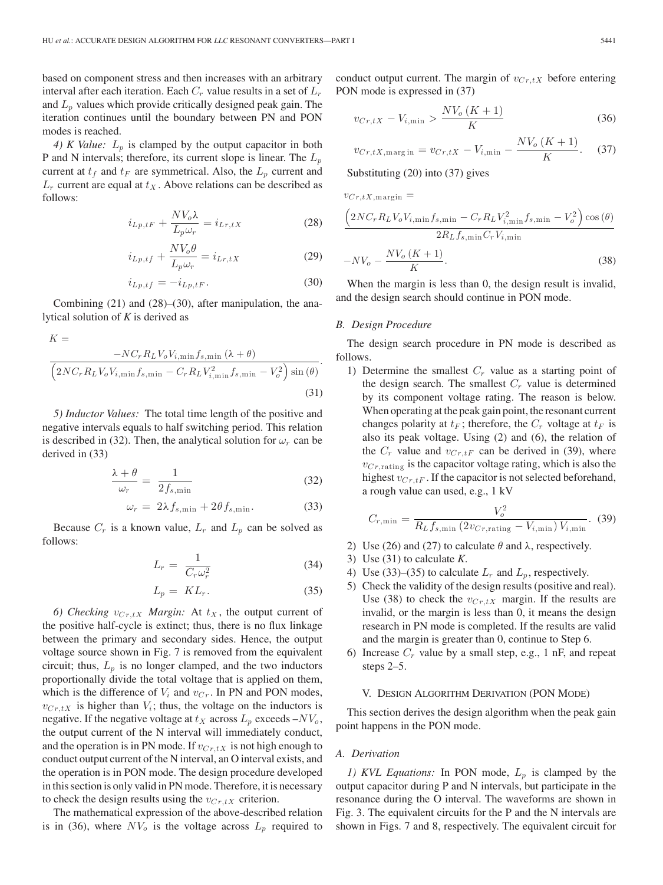based on component stress and then increases with an arbitrary interval after each iteration. Each $C_r$ value results in a set of $L_r$ and $L_p$ values which provide critically designed peak gain. The iteration continues until the boundary between PN and PON modes is reached.

*4) K Value:* $L_p$ is clamped by the output capacitor in both P and N intervals; therefore, its current slope is linear. The $L_p$ current at $t_f$ and $t_F$ are symmetrical. Also, the $L_p$ current and $L_r$ current are equal at $t_X$. Above relations can be described as follows:

$$i_{Lp,tF} + \frac{NV_o \lambda}{L_p \omega_r} = i_{Lr,tX} \tag{28}$$

$$i_{Lp,tf} + \frac{NV_o \theta}{L_p \omega_r} = i_{Lr,tX} \tag{29}$$

$$i_{Lp,tf} = -i_{Lp,tF}. \tag{30}$$

Combining (21) and (28)–(30), after manipulation, the analytical solution of *K* is derived as

$$K = \frac{-NC_r R_L V_o V_{i,\min} f_{s,\min} (\lambda + \theta)}{\left(2NC_r R_L V_o V_{i,\min} f_{s,\min} - C_r R_L V_{i,\min}^2 f_{s,\min} - V_o^2\right) \sin(\theta)}. \tag{31}$$

*5) Inductor Values:* The total time length of the positive and negative intervals equals to half switching period. This relation is described in (32). Then, the analytical solution for $\omega_r$ can be derived in (33)

$$\frac{\lambda + \theta}{\omega_r} = \frac{1}{2f_{s,\min}} \tag{32}$$

$$\omega_r = 2\lambda f_{s,\min} + 2\theta f_{s,\min}. \tag{33}$$

Because $C_r$ is a known value, $L_r$ and $L_p$ can be solved as follows:

$$L_r = \frac{1}{C_r \omega_r^2} \tag{34}$$

$$L_p = K L_r. \tag{35}$$

*6) Checking $v_{Cr,tX}$ Margin:* At $t_X$, the output current of the positive half-cycle is extinct; thus, there is no flux linkage between the primary and secondary sides. Hence, the output voltage source shown in Fig. 7 is removed from the equivalent circuit; thus, $L_p$ is no longer clamped, and the two inductors proportionally divide the total voltage that is applied on them, which is the difference of $V_i$ and $v_{Cr}$. In PN and PON modes, $v_{Cr,tX}$ is higher than $V_i$; thus, the voltage on the inductors is negative. If the negative voltage at $t_X$ across $L_p$ exceeds $-NV_o$, the output current of the N interval will immediately conduct, and the operation is in PN mode. If $v_{Cr,tX}$ is not high enough to conduct output current of the N interval, an O interval exists, and the operation is in PON mode. The design procedure developed in this section is only valid in PN mode. Therefore, it is necessary to check the design results using the $v_{Cr,tX}$ criterion.

The mathematical expression of the above-described relation is in (36), where $NV_o$ is the voltage across $L_p$ required to conduct output current. The margin of $v_{Cr,tX}$ before entering PON mode is expressed in (37)

$$v_{Cr,tX} - V_{i,\min} > \frac{NV_o(K+1)}{K} \tag{36}$$

$$v_{Cr,tX,\text{margin}} = v_{Cr,tX} - V_{i,\min} - \frac{NV_o(K+1)}{K}. \tag{37}$$

Substituting (20) into (37) gives

$$v_{Cr,tX,\text{margin}} = \frac{\left(2NC_r R_L V_o V_{i,\min} f_{s,\min} - C_r R_L V_{i,\min}^2 f_{s,\min} - V_o^2\right)\cos(\theta)}{2R_L f_{s,\min} C_r V_{i,\min}} - NV_o - \frac{NV_o(K+1)}{K}. \tag{38}$$

When the margin is less than 0, the design result is invalid, and the design search should continue in PON mode.

### B. Design Procedure

The design search procedure in PN mode is described as follows.

1) Determine the smallest $C_r$ value as a starting point of the design search. The smallest $C_r$ value is determined by its component voltage rating. The reason is below. When operating at the peak gain point, the resonant current changes polarity at $t_F$; therefore, the $C_r$ voltage at $t_F$ is also its peak voltage. Using (2) and (6), the relation of the $C_r$ value and $v_{Cr,tF}$ can be derived in (39), where $v_{Cr,\text{rating}}$ is the capacitor voltage rating, which is also the highest $v_{Cr,tF}$. If the capacitor is not selected beforehand, a rough value can used, e.g., 1 kV

$$C_{r,\min} = \frac{V_o^2}{R_L f_{s,\min}(2v_{Cr,\text{rating}} - V_{i,\min}) V_{i,\min}}. \tag{39}$$

2) Use (26) and (27) to calculate $\theta$ and $\lambda$, respectively.
3) Use (31) to calculate *K*.
4) Use (33)–(35) to calculate $L_r$ and $L_p$, respectively.
5) Check the validity of the design results (positive and real). Use (38) to check the $v_{Cr,tX}$ margin. If the results are invalid, or the margin is less than 0, it means the design research in PN mode is completed. If the results are valid and the margin is greater than 0, continue to Step 6.
6) Increase $C_r$ value by a small step, e.g., 1 nF, and repeat steps 2–5.

## V. Design Algorithm Derivation (PON Mode)

This section derives the design algorithm when the peak gain point happens in the PON mode.

### A. Derivation

*1) KVL Equations:* In PON mode, $L_p$ is clamped by the output capacitor during P and N intervals, but participate in the resonance during the O interval. The waveforms are shown in Fig. 3. The equivalent circuits for the P and the N intervals are shown in Figs. 7 and 8, respectively. The equivalent circuit for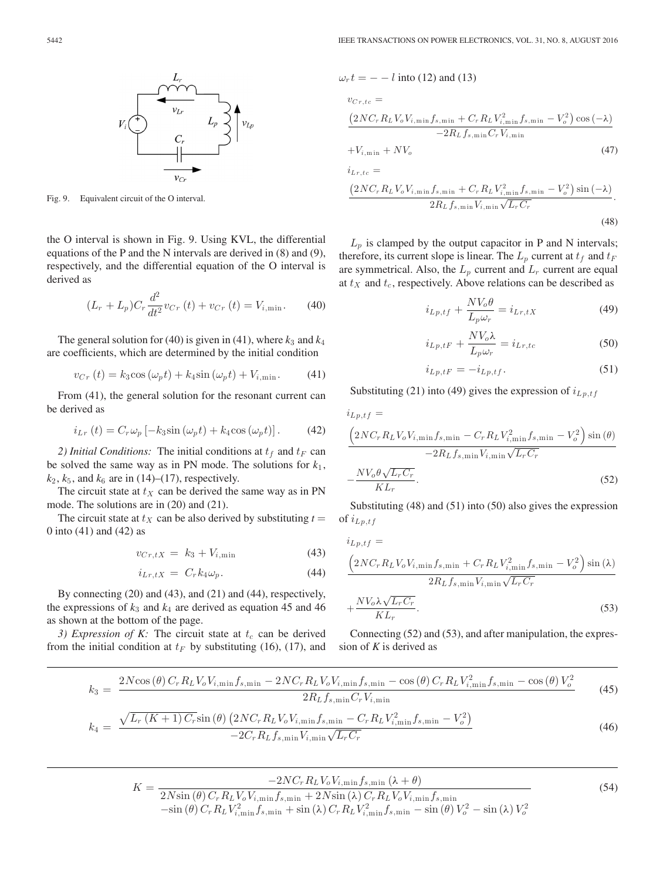Fig. 9. Equivalent circuit of the O interval.

the O interval is shown in Fig. 9. Using KVL, the differential equations of the P and the N intervals are derived in (8) and (9), respectively, and the differential equation of the O interval is derived as

$$(L_r + L_p)C_r \frac{d^2}{dt^2} v_{Cr}(t) + v_{Cr}(t) = V_{i,\min}. \tag{40}$$

The general solution for (40) is given in (41), where $k_3$ and $k_4$ are coefficients, which are determined by the initial condition

$$v_{Cr}(t) = k_3 \cos(\omega_p t) + k_4 \sin(\omega_p t) + V_{i,\min}. \tag{41}$$

From (41), the general solution for the resonant current can be derived as

$$i_{Lr}(t) = C_r \omega_p \left[-k_3 \sin(\omega_p t) + k_4 \cos(\omega_p t)\right]. \tag{42}$$

*2) Initial Conditions:* The initial conditions at $t_f$ and $t_F$ can be solved the same way as in PN mode. The solutions for $k_1$, $k_2$, $k_5$, and $k_6$ are in (14)–(17), respectively.

The circuit state at $t_X$ can be derived the same way as in PN mode. The solutions are in (20) and (21).

The circuit state at $t_X$ can be also derived by substituting $t = 0$ into (41) and (42) as

$$v_{Cr,tX} = k_3 + V_{i,\min} \tag{43}$$

$$i_{Lr,tX} = C_r k_4 \omega_p. \tag{44}$$

By connecting (20) and (43), and (21) and (44), respectively, the expressions of $k_3$ and $k_4$ are derived as equation 45 and 46 as shown at the bottom of the page.

*3) Expression of K:* The circuit state at $t_c$ can be derived from the initial condition at $t_F$ by substituting (16), (17), and $\omega_r t = - - l$ into (12) and (13)

$$v_{Cr,tc} = \frac{\left(2NC_r R_L V_o V_{i,\min} f_{s,\min} + C_r R_L V_{i,\min}^2 f_{s,\min} - V_o^2\right)\cos(-\lambda)}{-2R_L f_{s,\min} C_r V_{i,\min}} + V_{i,\min} + NV_o \tag{47}$$

$$i_{Lr,tc} = \frac{\left(2NC_r R_L V_o V_{i,\min} f_{s,\min} + C_r R_L V_{i,\min}^2 f_{s,\min} - V_o^2\right)\sin(-\lambda)}{2R_L f_{s,\min} V_{i,\min}\sqrt{L_r C_r}}. \tag{48}$$

$L_p$ is clamped by the output capacitor in P and N intervals; therefore, its current slope is linear. The $L_p$ current at $t_f$ and $t_F$ are symmetrical. Also, the $L_p$ current and $L_r$ current are equal at $t_X$ and $t_c$, respectively. Above relations can be described as

$$i_{Lp,tf} + \frac{NV_o \theta}{L_p \omega_r} = i_{Lr,tX} \tag{49}$$

$$i_{Lp,tF} + \frac{NV_o \lambda}{L_p \omega_r} = i_{Lr,tc} \tag{50}$$

$$i_{Lp,tF} = -i_{Lp,tf}. \tag{51}$$

Substituting (21) into (49) gives the expression of $i_{Lp,tf}$

$$i_{Lp,tf} = \frac{\left(2NC_r R_L V_o V_{i,\min} f_{s,\min} - C_r R_L V_{i,\min}^2 f_{s,\min} - V_o^2\right)\sin(\theta)}{-2R_L f_{s,\min} V_{i,\min}\sqrt{L_r C_r}} - \frac{NV_o \theta\sqrt{L_r C_r}}{KL_r}. \tag{52}$$

Substituting (48) and (51) into (50) also gives the expression of $i_{Lp,tf}$

$$i_{Lp,tf} = \frac{\left(2NC_r R_L V_o V_{i,\min} f_{s,\min} + C_r R_L V_{i,\min}^2 f_{s,\min} - V_o^2\right)\sin(\lambda)}{2R_L f_{s,\min} V_{i,\min}\sqrt{L_r C_r}} + \frac{NV_o \lambda\sqrt{L_r C_r}}{KL_r}. \tag{53}$$

Connecting (52) and (53), and after manipulation, the expression of *K* is derived as

$$k_3 = \frac{2N\cos(\theta) C_r R_L V_o V_{i,\min} f_{s,\min} - 2NC_r R_L V_o V_{i,\min} f_{s,\min} - \cos(\theta) C_r R_L V_{i,\min}^2 f_{s,\min} - \cos(\theta) V_o^2}{2R_L f_{s,\min} C_r V_{i,\min}} \tag{45}$$

$$k_4 = \frac{\sqrt{L_r(K+1)C_r}\sin(\theta)\left(2NC_r R_L V_o V_{i,\min} f_{s,\min} - C_r R_L V_{i,\min}^2 f_{s,\min} - V_o^2\right)}{-2C_r R_L f_{s,\min} V_{i,\min}\sqrt{L_r C_r}} \tag{46}$$

$$K = \frac{-2NC_r R_L V_o V_{i,\min} f_{s,\min}(\lambda + \theta)}{\begin{array}{c}2N\sin(\theta) C_r R_L V_o V_{i,\min} f_{s,\min} + 2N\sin(\lambda) C_r R_L V_o V_{i,\min} f_{s,\min} \\ -\sin(\theta) C_r R_L V_{i,\min}^2 f_{s,\min} + \sin(\lambda) C_r R_L V_{i,\min}^2 f_{s,\min} - \sin(\theta) V_o^2 - \sin(\lambda) V_o^2\end{array}} \tag{54}$$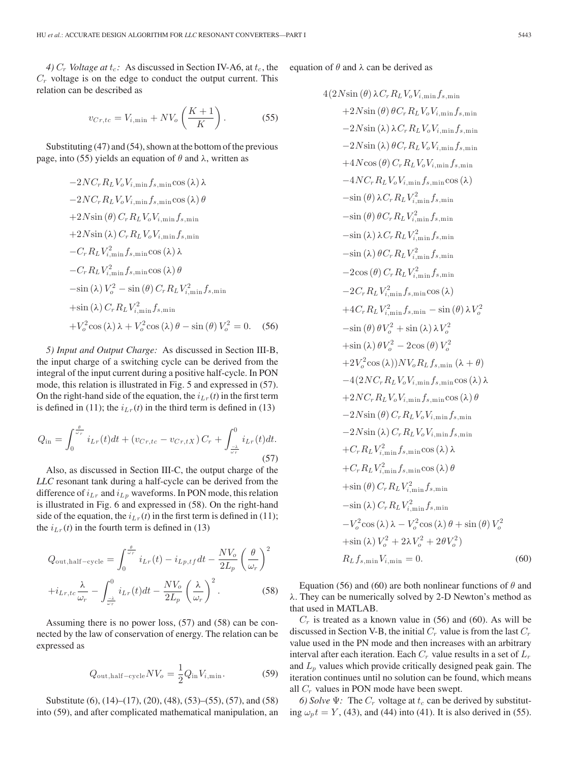*4) $C_r$ Voltage at $t_c$:* As discussed in Section IV-A6, at $t_c$, the $C_r$ voltage is on the edge to conduct the output current. This relation can be described as

$$v_{Cr,tc} = V_{i,\min} + NV_o\left(\frac{K+1}{K}\right). \tag{55}$$

Substituting (47) and (54), shown at the bottom of the previous page, into (55) yields an equation of $\theta$ and $\lambda$, written as

$$\begin{aligned}
&-2NC_rR_LV_oV_{i,\min}f_{s,\min}\cos(\lambda)\lambda\\
&-2NC_rR_LV_oV_{i,\min}f_{s,\min}\cos(\lambda)\theta\\
&+2N\sin(\theta)C_rR_LV_oV_{i,\min}f_{s,\min}\\
&+2N\sin(\lambda)C_rR_LV_oV_{i,\min}f_{s,\min}\\
&-C_rR_LV_{i,\min}^2f_{s,\min}\cos(\lambda)\lambda\\
&-C_rR_LV_{i,\min}^2f_{s,\min}\cos(\lambda)\theta\\
&-\sin(\lambda)V_o^2-\sin(\theta)C_rR_LV_{i,\min}^2f_{s,\min}\\
&+\sin(\lambda)C_rR_LV_{i,\min}^2f_{s,\min}\\
&+V_o^2\cos(\lambda)\lambda+V_o^2\cos(\lambda)\theta-\sin(\theta)V_o^2=0.
\end{aligned} \tag{56}$$

*5) Input and Output Charge:* As discussed in Section III-B, the input charge of a switching cycle can be derived from the integral of the input current during a positive half-cycle. In PON mode, this relation is illustrated in Fig. 5 and expressed in (57). On the right-hand side of the equation, the $i_{Lr}(t)$ in the first term is defined in (11); the $i_{Lr}(t)$ in the third term is defined in (13)

$$Q_{\text{in}} = \int_0^{\frac{\theta}{\omega_r}} i_{Lr}(t)dt + (v_{Cr,tc} - v_{Cr,tX})C_r + \int_{\frac{-\lambda}{\omega_r}}^0 i_{Lr}(t)dt. \tag{57}$$

Also, as discussed in Section III-C, the output charge of the *LLC* resonant tank during a half-cycle can be derived from the difference of $i_{Lr}$ and $i_{Lp}$ waveforms. In PON mode, this relation is illustrated in Fig. 6 and expressed in (58). On the right-hand side of the equation, the $i_{Lr}(t)$ in the first term is defined in (11); the $i_{Lr}(t)$ in the fourth term is defined in (13)

$$\begin{aligned}
Q_{\text{out,half-cycle}} &= \int_0^{\frac{\theta}{\omega_r}} i_{Lr}(t) - i_{Lp,tf}\,dt - \frac{NV_o}{2L_p}\left(\frac{\theta}{\omega_r}\right)^2\\
&+ i_{Lr,tc}\frac{\lambda}{\omega_r} - \int_{\frac{-\lambda}{\omega_r}}^0 i_{Lr}(t)dt - \frac{NV_o}{2L_p}\left(\frac{\lambda}{\omega_r}\right)^2.
\end{aligned} \tag{58}$$

Assuming there is no power loss, (57) and (58) can be connected by the law of conservation of energy. The relation can be expressed as

$$Q_{\text{out,half-cycle}}NV_o = \frac{1}{2}Q_{\text{in}}V_{i,\min}. \tag{59}$$

Substitute (6), (14)–(17), (20), (48), (53)–(55), (57), and (58) into (59), and after complicated mathematical manipulation, an equation of $\theta$ and $\lambda$ can be derived as

$$\begin{aligned}
&4(2N\sin(\theta)\lambda C_rR_LV_oV_{i,\min}f_{s,\min}\\
&+2N\sin(\theta)\theta C_rR_LV_oV_{i,\min}f_{s,\min}\\
&-2N\sin(\lambda)\lambda C_rR_LV_oV_{i,\min}f_{s,\min}\\
&-2N\sin(\lambda)\theta C_rR_LV_oV_{i,\min}f_{s,\min}\\
&+4N\cos(\theta)C_rR_LV_oV_{i,\min}f_{s,\min}\\
&-4NC_rR_LV_oV_{i,\min}f_{s,\min}\cos(\lambda)\\
&-\sin(\theta)\lambda C_rR_LV_{i,\min}^2f_{s,\min}\\
&-\sin(\theta)\theta C_rR_LV_{i,\min}^2f_{s,\min}\\
&-\sin(\lambda)\lambda C_rR_LV_{i,\min}^2f_{s,\min}\\
&-\sin(\lambda)\theta C_rR_LV_{i,\min}^2f_{s,\min}\\
&-2\cos(\theta)C_rR_LV_{i,\min}^2f_{s,\min}\\
&-2C_rR_LV_{i,\min}^2f_{s,\min}\cos(\lambda)\\
&+4C_rR_LV_{i,\min}^2f_{s,\min}-\sin(\theta)\lambda V_o^2\\
&-\sin(\theta)\theta V_o^2+\sin(\lambda)\lambda V_o^2\\
&+\sin(\lambda)\theta V_o^2-2\cos(\theta)V_o^2\\
&+2V_o^2\cos(\lambda))NV_oR_Lf_{s,\min}(\lambda+\theta)\\
&-4(2NC_rR_LV_oV_{i,\min}f_{s,\min}\cos(\lambda)\lambda\\
&+2NC_rR_LV_oV_{i,\min}f_{s,\min}\cos(\lambda)\theta\\
&-2N\sin(\theta)C_rR_LV_oV_{i,\min}f_{s,\min}\\
&-2N\sin(\lambda)C_rR_LV_oV_{i,\min}f_{s,\min}\\
&+C_rR_LV_{i,\min}^2f_{s,\min}\cos(\lambda)\lambda\\
&+C_rR_LV_{i,\min}^2f_{s,\min}\cos(\lambda)\theta\\
&+\sin(\theta)C_rR_LV_{i,\min}^2f_{s,\min}\\
&-\sin(\lambda)C_rR_LV_{i,\min}^2f_{s,\min}\\
&-V_o^2\cos(\lambda)\lambda-V_o^2\cos(\lambda)\theta+\sin(\theta)V_o^2\\
&+\sin(\lambda)V_o^2+2\lambda V_o^2+2\theta V_o^2)\\
&R_Lf_{s,\min}V_{i,\min}=0.
\end{aligned} \tag{60}$$

Equation (56) and (60) are both nonlinear functions of $\theta$ and $\lambda$. They can be numerically solved by 2-D Newton's method as that used in MATLAB.

$C_r$ is treated as a known value in (56) and (60). As will be discussed in Section V-B, the initial $C_r$ value is from the last $C_r$ value used in the PN mode and then increases with an arbitrary interval after each iteration. Each $C_r$ value results in a set of $L_r$ and $L_p$ values which provide critically designed peak gain. The iteration continues until no solution can be found, which means all $C_r$ values in PON mode have been swept.

*6) Solve $\Psi$:* The $C_r$ voltage at $t_c$ can be derived by substituting $\omega_pt = Y$, (43), and (44) into (41). It is also derived in (55).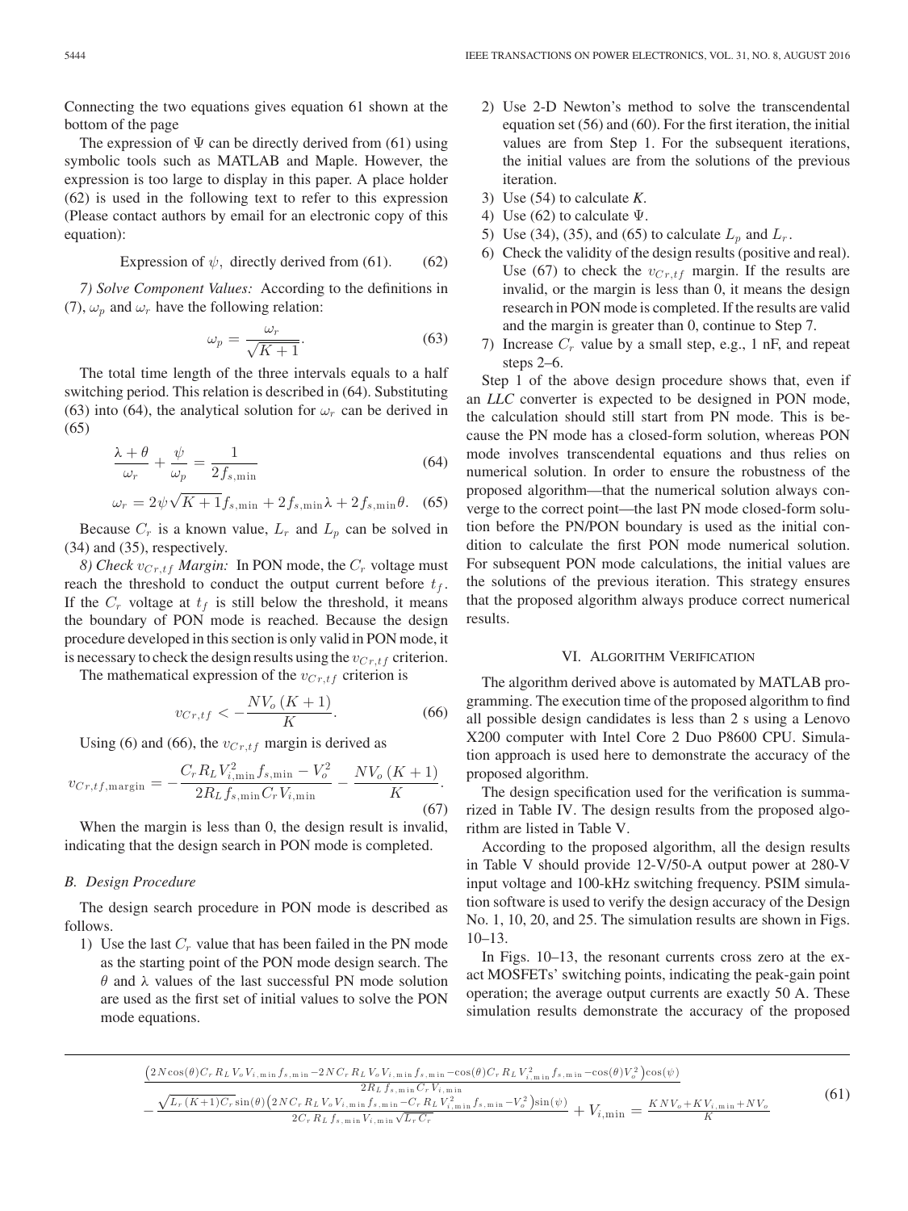Connecting the two equations gives equation 61 shown at the bottom of the page

The expression of $\Psi$ can be directly derived from (61) using symbolic tools such as MATLAB and Maple. However, the expression is too large to display in this paper. A place holder (62) is used in the following text to refer to this expression (Please contact authors by email for an electronic copy of this equation):

$$\text{Expression of } \psi, \text{ directly derived from (61).} \tag{62}$$

*7) Solve Component Values:* According to the definitions in (7), $\omega_p$ and $\omega_r$ have the following relation:

$$\omega_p = \frac{\omega_r}{\sqrt{K+1}}. \tag{63}$$

The total time length of the three intervals equals to a half switching period. This relation is described in (64). Substituting (63) into (64), the analytical solution for $\omega_r$ can be derived in (65)

$$\frac{\lambda + \theta}{\omega_r} + \frac{\psi}{\omega_p} = \frac{1}{2f_{s,\min}} \tag{64}$$

$$\omega_r = 2\psi\sqrt{K+1}f_{s,\min} + 2f_{s,\min}\lambda + 2f_{s,\min}\theta. \tag{65}$$

Because $C_r$ is a known value, $L_r$ and $L_p$ can be solved in (34) and (35), respectively.

*8) Check $v_{Cr,tf}$ Margin:* In PON mode, the $C_r$ voltage must reach the threshold to conduct the output current before $t_f$. If the $C_r$ voltage at $t_f$ is still below the threshold, it means the boundary of PON mode is reached. Because the design procedure developed in this section is only valid in PON mode, it is necessary to check the design results using the $v_{Cr,tf}$ criterion.

The mathematical expression of the $v_{Cr,tf}$ criterion is

$$v_{Cr,tf} < -\frac{NV_o(K+1)}{K}. \tag{66}$$

Using (6) and (66), the $v_{Cr,tf}$ margin is derived as

$$v_{Cr,tf,\text{margin}} = -\frac{C_r R_L V_{i,\min}^2 f_{s,\min} - V_o^2}{2R_L f_{s,\min} C_r V_{i,\min}} - \frac{NV_o(K+1)}{K}. \tag{67}$$

When the margin is less than 0, the design result is invalid, indicating that the design search in PON mode is completed.

### B. Design Procedure

The design search procedure in PON mode is described as follows.

1) Use the last $C_r$ value that has been failed in the PN mode as the starting point of the PON mode design search. The $\theta$ and $\lambda$ values of the last successful PN mode solution are used as the first set of initial values to solve the PON mode equations.
2) Use 2-D Newton's method to solve the transcendental equation set (56) and (60). For the first iteration, the initial values are from Step 1. For the subsequent iterations, the initial values are from the solutions of the previous iteration.
3) Use (54) to calculate *K*.
4) Use (62) to calculate $\Psi$.
5) Use (34), (35), and (65) to calculate $L_p$ and $L_r$.
6) Check the validity of the design results (positive and real). Use (67) to check the $v_{Cr,tf}$ margin. If the results are invalid, or the margin is less than 0, it means the design research in PON mode is completed. If the results are valid and the margin is greater than 0, continue to Step 7.
7) Increase $C_r$ value by a small step, e.g., 1 nF, and repeat steps 2–6.

Step 1 of the above design procedure shows that, even if an *LLC* converter is expected to be designed in PON mode, the calculation should still start from PN mode. This is because the PN mode has a closed-form solution, whereas PON mode involves transcendental equations and thus relies on numerical solution. In order to ensure the robustness of the proposed algorithm—that the numerical solution always converge to the correct point—the last PN mode closed-form solution before the PN/PON boundary is used as the initial condition to calculate the first PON mode numerical solution. For subsequent PON mode calculations, the initial values are the solutions of the previous iteration. This strategy ensures that the proposed algorithm always produce correct numerical results.

## VI. Algorithm Verification

The algorithm derived above is automated by MATLAB programming. The execution time of the proposed algorithm to find all possible design candidates is less than 2 s using a Lenovo X200 computer with Intel Core 2 Duo P8600 CPU. Simulation approach is used here to demonstrate the accuracy of the proposed algorithm.

The design specification used for the verification is summarized in Table IV. The design results from the proposed algorithm are listed in Table V.

According to the proposed algorithm, all the design results in Table V should provide 12-V/50-A output power at 280-V input voltage and 100-kHz switching frequency. PSIM simulation software is used to verify the design accuracy of the Design No. 1, 10, 20, and 25. The simulation results are shown in Figs. 10–13.

In Figs. 10–13, the resonant currents cross zero at the exact MOSFETs' switching points, indicating the peak-gain point operation; the average output currents are exactly 50 A. These simulation results demonstrate the accuracy of the proposed

$$\begin{aligned}&\frac{\left(2N\cos(\theta)C_r R_L V_o V_{i,\min} f_{s,\min} - 2NC_r R_L V_o V_{i,\min} f_{s,\min} - \cos(\theta)C_r R_L V_{i,\min}^2 f_{s,\min} - \cos(\theta)V_o^2\right)\cos(\psi)}{2R_L f_{s,\min} C_r V_{i,\min}} \\ &- \frac{\sqrt{L_r(K+1)C_r}\sin(\theta)\left(2NC_r R_L V_o V_{i,\min} f_{s,\min} - C_r R_L V_{i,\min}^2 f_{s,\min} - V_o^2\right)\sin(\psi)}{2C_r R_L f_{s,\min} V_{i,\min}\sqrt{L_r C_r}} + V_{i,\min} = \frac{KNV_o + KV_{i,\min} + NV_o}{K}\end{aligned} \tag{61}$$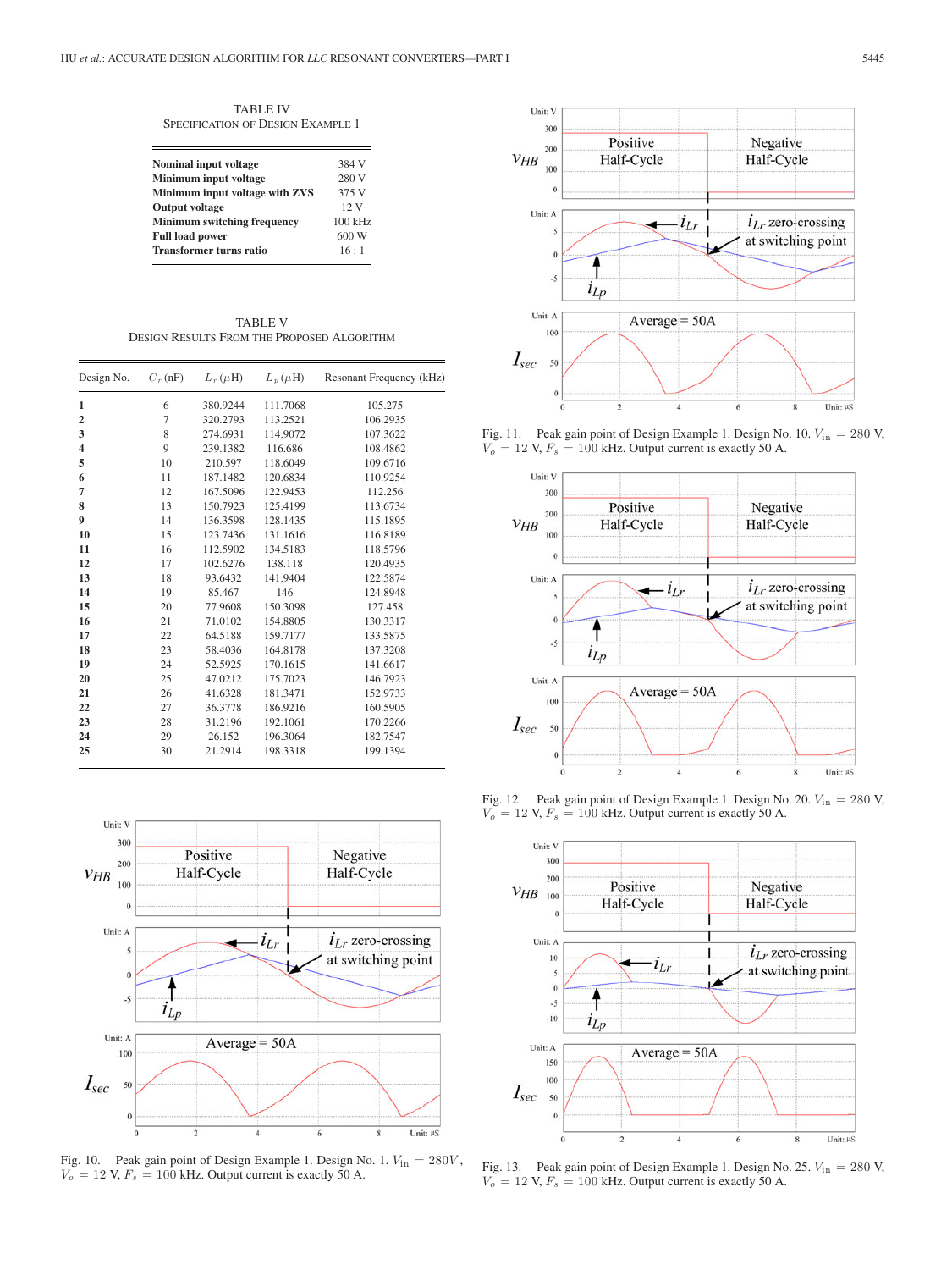TABLE IV
SPECIFICATION OF DESIGN EXAMPLE 1

| | |
|---|---|
| **Nominal input voltage** | 384 V |
| **Minimum input voltage** | 280 V |
| **Minimum input voltage with ZVS** | 375 V |
| **Output voltage** | 12 V |
| **Minimum switching frequency** | 100 kHz |
| **Full load power** | 600 W |
| **Transformer turns ratio** | 16 : 1 |

TABLE V
DESIGN RESULTS FROM THE PROPOSED ALGORITHM

| Design No. | $C_r$ (nF) | $L_r$ ($\mu$H) | $L_p$ ($\mu$H) | Resonant Frequency (kHz) |
|---|---|---|---|---|
| **1** | 6 | 380.9244 | 111.7068 | 105.275 |
| **2** | 7 | 320.2793 | 113.2521 | 106.2935 |
| **3** | 8 | 274.6931 | 114.9072 | 107.3622 |
| **4** | 9 | 239.1382 | 116.686 | 108.4862 |
| **5** | 10 | 210.597 | 118.6049 | 109.6716 |
| **6** | 11 | 187.1482 | 120.6834 | 110.9254 |
| **7** | 12 | 167.5096 | 122.9453 | 112.256 |
| **8** | 13 | 150.7923 | 125.4199 | 113.6734 |
| **9** | 14 | 136.3598 | 128.1435 | 115.1895 |
| **10** | 15 | 123.7436 | 131.1616 | 116.8189 |
| **11** | 16 | 112.5902 | 134.5183 | 118.5796 |
| **12** | 17 | 102.6276 | 138.118 | 120.4935 |
| **13** | 18 | 93.6432 | 141.9404 | 122.5874 |
| **14** | 19 | 85.467 | 146 | 124.8948 |
| **15** | 20 | 77.9608 | 150.3098 | 127.458 |
| **16** | 21 | 71.0102 | 154.8805 | 130.3317 |
| **17** | 22 | 64.5188 | 159.7177 | 133.5875 |
| **18** | 23 | 58.4036 | 164.8178 | 137.3208 |
| **19** | 24 | 52.5925 | 170.1615 | 141.6617 |
| **20** | 25 | 47.0212 | 175.7023 | 146.7923 |
| **21** | 26 | 41.6328 | 181.3471 | 152.9733 |
| **22** | 27 | 36.3778 | 186.9216 | 160.5905 |
| **23** | 28 | 31.2196 | 192.1061 | 170.2266 |
| **24** | 29 | 26.152 | 196.3064 | 182.7547 |
| **25** | 30 | 21.2914 | 198.3318 | 199.1394 |

Fig. 10. Peak gain point of Design Example 1. Design No. 1. $V_{\text{in}} = 280V$, $V_o = 12$ V, $F_s = 100$ kHz. Output current is exactly 50 A.

Fig. 11. Peak gain point of Design Example 1. Design No. 10. $V_{\text{in}} = 280$ V, $V_o = 12$ V, $F_s = 100$ kHz. Output current is exactly 50 A.

Fig. 12. Peak gain point of Design Example 1. Design No. 20. $V_{\text{in}} = 280$ V, $V_o = 12$ V, $F_s = 100$ kHz. Output current is exactly 50 A.

Fig. 13. Peak gain point of Design Example 1. Design No. 25. $V_{\text{in}} = 280$ V, $V_o = 12$ V, $F_s = 100$ kHz. Output current is exactly 50 A.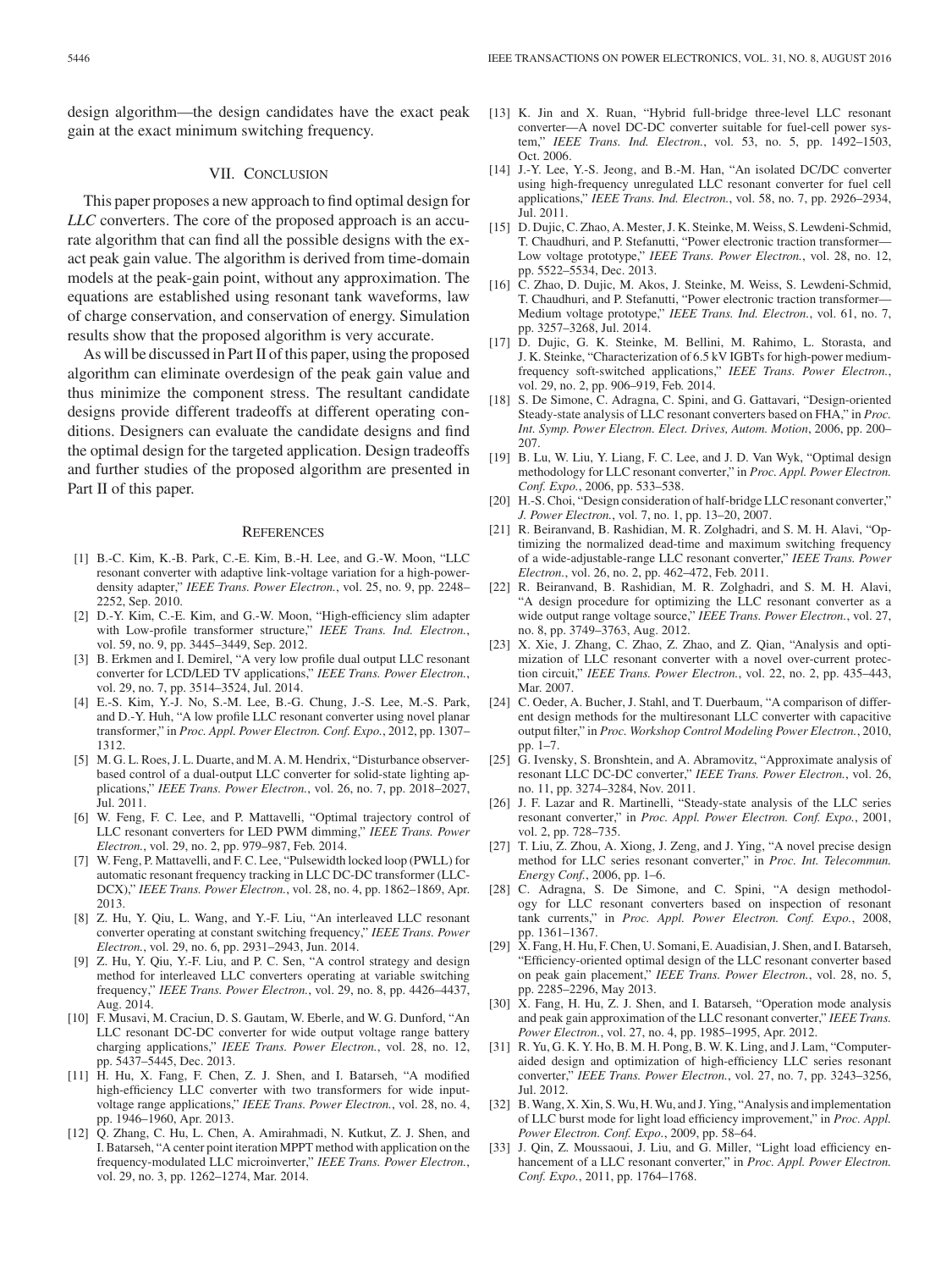design algorithm—the design candidates have the exact peak gain at the exact minimum switching frequency.

## VII. Conclusion

This paper proposes a new approach to find optimal design for *LLC* converters. The core of the proposed approach is an accurate algorithm that can find all the possible designs with the exact peak gain value. The algorithm is derived from time-domain models at the peak-gain point, without any approximation. The equations are established using resonant tank waveforms, law of charge conservation, and conservation of energy. Simulation results show that the proposed algorithm is very accurate.

As will be discussed in Part II of this paper, using the proposed algorithm can eliminate overdesign of the peak gain value and thus minimize the component stress. The resultant candidate designs provide different tradeoffs at different operating conditions. Designers can evaluate the candidate designs and find the optimal design for the targeted application. Design tradeoffs and further studies of the proposed algorithm are presented in Part II of this paper.

## References

[1] B.-C. Kim, K.-B. Park, C.-E. Kim, B.-H. Lee, and G.-W. Moon, "LLC resonant converter with adaptive link-voltage variation for a high-power-density adapter," *IEEE Trans. Power Electron.*, vol. 25, no. 9, pp. 2248–2252, Sep. 2010.

[2] D.-Y. Kim, C.-E. Kim, and G.-W. Moon, "High-efficiency slim adapter with Low-profile transformer structure," *IEEE Trans. Ind. Electron.*, vol. 59, no. 9, pp. 3445–3449, Sep. 2012.

[3] B. Erkmen and I. Demirel, "A very low profile dual output LLC resonant converter for LCD/LED TV applications," *IEEE Trans. Power Electron.*, vol. 29, no. 7, pp. 3514–3524, Jul. 2014.

[4] E.-S. Kim, Y.-J. No, S.-M. Lee, B.-G. Chung, J.-S. Lee, M.-S. Park, and D.-Y. Huh, "A low profile LLC resonant converter using novel planar transformer," in *Proc. Appl. Power Electron. Conf. Expo.*, 2012, pp. 1307–1312.

[5] M. G. L. Roes, J. L. Duarte, and M. A. M. Hendrix, "Disturbance observer-based control of a dual-output LLC converter for solid-state lighting applications," *IEEE Trans. Power Electron.*, vol. 26, no. 7, pp. 2018–2027, Jul. 2011.

[6] W. Feng, F. C. Lee, and P. Mattavelli, "Optimal trajectory control of LLC resonant converters for LED PWM dimming," *IEEE Trans. Power Electron.*, vol. 29, no. 2, pp. 979–987, Feb. 2014.

[7] W. Feng, P. Mattavelli, and F. C. Lee, "Pulsewidth locked loop (PWLL) for automatic resonant frequency tracking in LLC DC-DC transformer (LLC-DCX)," *IEEE Trans. Power Electron.*, vol. 28, no. 4, pp. 1862–1869, Apr. 2013.

[8] Z. Hu, Y. Qiu, L. Wang, and Y.-F. Liu, "An interleaved LLC resonant converter operating at constant switching frequency," *IEEE Trans. Power Electron.*, vol. 29, no. 6, pp. 2931–2943, Jun. 2014.

[9] Z. Hu, Y. Qiu, Y.-F. Liu, and P. C. Sen, "A control strategy and design method for interleaved LLC converters operating at variable switching frequency," *IEEE Trans. Power Electron.*, vol. 29, no. 8, pp. 4426–4437, Aug. 2014.

[10] F. Musavi, M. Craciun, D. S. Gautam, W. Eberle, and W. G. Dunford, "An LLC resonant DC-DC converter for wide output voltage range battery charging applications," *IEEE Trans. Power Electron.*, vol. 28, no. 12, pp. 5437–5445, Dec. 2013.

[11] H. Hu, X. Fang, F. Chen, Z. J. Shen, and I. Batarseh, "A modified high-efficiency LLC converter with two transformers for wide input-voltage range applications," *IEEE Trans. Power Electron.*, vol. 28, no. 4, pp. 1946–1960, Apr. 2013.

[12] Q. Zhang, C. Hu, L. Chen, A. Amirahmadi, N. Kutkut, Z. J. Shen, and I. Batarseh, "A center point iteration MPPT method with application on the frequency-modulated LLC microinverter," *IEEE Trans. Power Electron.*, vol. 29, no. 3, pp. 1262–1274, Mar. 2014.

[13] K. Jin and X. Ruan, "Hybrid full-bridge three-level LLC resonant converter—A novel DC-DC converter suitable for fuel-cell power system," *IEEE Trans. Ind. Electron.*, vol. 53, no. 5, pp. 1492–1503, Oct. 2006.

[14] J.-Y. Lee, Y.-S. Jeong, and B.-M. Han, "An isolated DC/DC converter using high-frequency unregulated LLC resonant converter for fuel cell applications," *IEEE Trans. Ind. Electron.*, vol. 58, no. 7, pp. 2926–2934, Jul. 2011.

[15] D. Dujic, C. Zhao, A. Mester, J. K. Steinke, M. Weiss, S. Lewdeni-Schmid, T. Chaudhuri, and P. Stefanutti, "Power electronic traction transformer—Low voltage prototype," *IEEE Trans. Power Electron.*, vol. 28, no. 12, pp. 5522–5534, Dec. 2013.

[16] C. Zhao, D. Dujic, M. Akos, J. Steinke, M. Weiss, S. Lewdeni-Schmid, T. Chaudhuri, and P. Stefanutti, "Power electronic traction transformer—Medium voltage prototype," *IEEE Trans. Ind. Electron.*, vol. 61, no. 7, pp. 3257–3268, Jul. 2014.

[17] D. Dujic, G. K. Steinke, M. Bellini, M. Rahimo, L. Storasta, and J. K. Steinke, "Characterization of 6.5 kV IGBTs for high-power medium-frequency soft-switched applications," *IEEE Trans. Power Electron.*, vol. 29, no. 2, pp. 906–919, Feb. 2014.

[18] S. De Simone, C. Adragna, C. Spini, and G. Gattavari, "Design-oriented Steady-state analysis of LLC resonant converters based on FHA," in *Proc. Int. Symp. Power Electron. Elect. Drives, Autom. Motion*, 2006, pp. 200–207.

[19] B. Lu, W. Liu, Y. Liang, F. C. Lee, and J. D. Van Wyk, "Optimal design methodology for LLC resonant converter," in *Proc. Appl. Power Electron. Conf. Expo.*, 2006, pp. 533–538.

[20] H.-S. Choi, "Design consideration of half-bridge LLC resonant converter," *J. Power Electron.*, vol. 7, no. 1, pp. 13–20, 2007.

[21] R. Beiranvand, B. Rashidian, M. R. Zolghadri, and S. M. H. Alavi, "Optimizing the normalized dead-time and maximum switching frequency of a wide-adjustable-range LLC resonant converter," *IEEE Trans. Power Electron.*, vol. 26, no. 2, pp. 462–472, Feb. 2011.

[22] R. Beiranvand, B. Rashidian, M. R. Zolghadri, and S. M. H. Alavi, "A design procedure for optimizing the LLC resonant converter as a wide output range voltage source," *IEEE Trans. Power Electron.*, vol. 27, no. 8, pp. 3749–3763, Aug. 2012.

[23] X. Xie, J. Zhang, C. Zhao, Z. Zhao, and Z. Qian, "Analysis and optimization of LLC resonant converter with a novel over-current protection circuit," *IEEE Trans. Power Electron.*, vol. 22, no. 2, pp. 435–443, Mar. 2007.

[24] C. Oeder, A. Bucher, J. Stahl, and T. Duerbaum, "A comparison of different design methods for the multiresonant LLC converter with capacitive output filter," in *Proc. Workshop Control Modeling Power Electron.*, 2010, pp. 1–7.

[25] G. Ivensky, S. Bronshtein, and A. Abramovitz, "Approximate analysis of resonant LLC DC-DC converter," *IEEE Trans. Power Electron.*, vol. 26, no. 11, pp. 3274–3284, Nov. 2011.

[26] J. F. Lazar and R. Martinelli, "Steady-state analysis of the LLC series resonant converter," in *Proc. Appl. Power Electron. Conf. Expo.*, 2001, vol. 2, pp. 728–735.

[27] T. Liu, Z. Zhou, A. Xiong, J. Zeng, and J. Ying, "A novel precise design method for LLC series resonant converter," in *Proc. Int. Telecommun. Energy Conf.*, 2006, pp. 1–6.

[28] C. Adragna, S. De Simone, and C. Spini, "A design methodology for LLC resonant converters based on inspection of resonant tank currents," in *Proc. Appl. Power Electron. Conf. Expo.*, 2008, pp. 1361–1367.

[29] X. Fang, H. Hu, F. Chen, U. Somani, E. Auadisian, J. Shen, and I. Batarseh, "Efficiency-oriented optimal design of the LLC resonant converter based on peak gain placement," *IEEE Trans. Power Electron.*, vol. 28, no. 5, pp. 2285–2296, May 2013.

[30] X. Fang, H. Hu, Z. J. Shen, and I. Batarseh, "Operation mode analysis and peak gain approximation of the LLC resonant converter," *IEEE Trans. Power Electron.*, vol. 27, no. 4, pp. 1985–1995, Apr. 2012.

[31] R. Yu, G. K. Y. Ho, B. M. H. Pong, B. W. K. Ling, and J. Lam, "Computer-aided design and optimization of high-efficiency LLC series resonant converter," *IEEE Trans. Power Electron.*, vol. 27, no. 7, pp. 3243–3256, Jul. 2012.

[32] B. Wang, X. Xin, S. Wu, H. Wu, and J. Ying, "Analysis and implementation of LLC burst mode for light load efficiency improvement," in *Proc. Appl. Power Electron. Conf. Expo.*, 2009, pp. 58–64.

[33] J. Qin, Z. Moussaoui, J. Liu, and G. Miller, "Light load efficiency enhancement of a LLC resonant converter," in *Proc. Appl. Power Electron. Conf. Expo.*, 2011, pp. 1764–1768.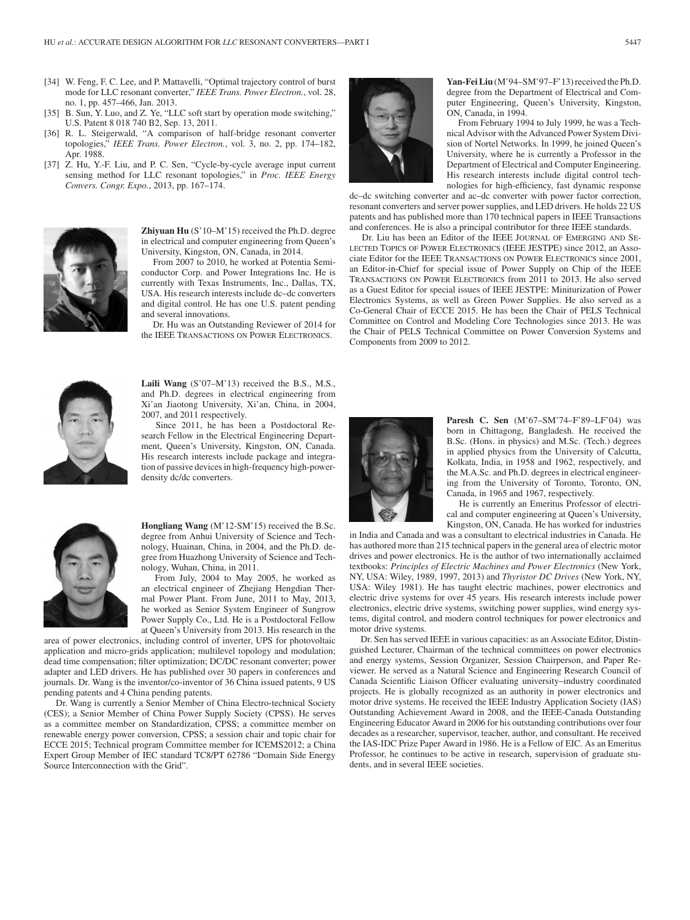[34] W. Feng, F. C. Lee, and P. Mattavelli, "Optimal trajectory control of burst mode for LLC resonant converter," *IEEE Trans. Power Electron.*, vol. 28, no. 1, pp. 457–466, Jan. 2013.

[35] B. Sun, Y. Luo, and Z. Ye, "LLC soft start by operation mode switching," U.S. Patent 8 018 740 B2, Sep. 13, 2011.

[36] R. L. Steigerwald, "A comparison of half-bridge resonant converter topologies," *IEEE Trans. Power Electron.*, vol. 3, no. 2, pp. 174–182, Apr. 1988.

[37] Z. Hu, Y.-F. Liu, and P. C. Sen, "Cycle-by-cycle average input current sensing method for LLC resonant topologies," in *Proc. IEEE Energy Convers. Congr. Expo.*, 2013, pp. 167–174.

**Zhiyuan Hu** (S'10–M'15) received the Ph.D. degree in electrical and computer engineering from Queen's University, Kingston, ON, Canada, in 2014.

From 2007 to 2010, he worked at Potentia Semiconductor Corp. and Power Integrations Inc. He is currently with Texas Instruments, Inc., Dallas, TX, USA. His research interests include dc–dc converters and digital control. He has one U.S. patent pending and several innovations.

Dr. Hu was an Outstanding Reviewer of 2014 for the IEEE TRANSACTIONS ON POWER ELECTRONICS.

**Laili Wang** (S'07–M'13) received the B.S., M.S., and Ph.D. degrees in electrical engineering from Xi'an Jiaotong University, Xi'an, China, in 2004, 2007, and 2011 respectively.

Since 2011, he has been a Postdoctoral Research Fellow in the Electrical Engineering Department, Queen's University, Kingston, ON, Canada. His research interests include package and integration of passive devices in high-frequency high-power-density dc/dc converters.

**Hongliang Wang** (M'12-SM'15) received the B.Sc. degree from Anhui University of Science and Technology, Huainan, China, in 2004, and the Ph.D. degree from Huazhong University of Science and Technology, Wuhan, China, in 2011.

From July, 2004 to May 2005, he worked as an electrical engineer of Zhejiang Hengdian Thermal Power Plant. From June, 2011 to May, 2013, he worked as Senior System Engineer of Sungrow Power Supply Co., Ltd. He is a Postdoctoral Fellow at Queen's University from 2013. His research in the area of power electronics, including control of inverter, UPS for photovoltaic application and micro-grids application; multilevel topology and modulation; dead time compensation; filter optimization; DC/DC resonant converter; power adapter and LED drivers. He has published over 30 papers in conferences and journals. Dr. Wang is the inventor/co-inventor of 36 China issued patents, 9 US pending patents and 4 China pending patents.

Dr. Wang is currently a Senior Member of China Electro-technical Society (CES); a Senior Member of China Power Supply Society (CPSS). He serves as a committee member on Standardization, CPSS; a committee member on renewable energy power conversion, CPSS; a session chair and topic chair for ECCE 2015; Technical program Committee member for ICEMS2012; a China Expert Group Member of IEC standard TC8/PT 62786 "Domain Side Energy Source Interconnection with the Grid".

**Yan-Fei Liu** (M'94–SM'97–F'13) received the Ph.D. degree from the Department of Electrical and Computer Engineering, Queen's University, Kingston, ON, Canada, in 1994.

From February 1994 to July 1999, he was a Technical Advisor with the Advanced Power System Division of Nortel Networks. In 1999, he joined Queen's University, where he is currently a Professor in the Department of Electrical and Computer Engineering. His research interests include digital control technologies for high-efficiency, fast dynamic response dc–dc switching converter and ac–dc converter with power factor correction, resonant converters and server power supplies, and LED drivers. He holds 22 US patents and has published more than 170 technical papers in IEEE Transactions and conferences. He is also a principal contributor for three IEEE standards.

Dr. Liu has been an Editor of the IEEE JOURNAL OF EMERGING AND SELECTED TOPICS OF POWER ELECTRONICS (IEEE JESTPE) since 2012, an Associate Editor for the IEEE TRANSACTIONS ON POWER ELECTRONICS since 2001, an Editor-in-Chief for special issue of Power Supply on Chip of the IEEE TRANSACTIONS ON POWER ELECTRONICS from 2011 to 2013. He also served as a Guest Editor for special issues of IEEE JESTPE: Miniturization of Power Electronics Systems, as well as Green Power Supplies. He also served as a Co-General Chair of ECCE 2015. He has been the Chair of PELS Technical Committee on Control and Modeling Core Technologies since 2013. He was the Chair of PELS Technical Committee on Power Conversion Systems and Components from 2009 to 2012.

**Paresh C. Sen** (M'67–SM'74–F'89–LF'04) was born in Chittagong, Bangladesh. He received the B.Sc. (Hons. in physics) and M.Sc. (Tech.) degrees in applied physics from the University of Calcutta, Kolkata, India, in 1958 and 1962, respectively, and the M.A.Sc. and Ph.D. degrees in electrical engineering from the University of Toronto, Toronto, ON, Canada, in 1965 and 1967, respectively.

He is currently an Emeritus Professor of electrical and computer engineering at Queen's University, Kingston, ON, Canada. He has worked for industries in India and Canada and was a consultant to electrical industries in Canada. He has authored more than 215 technical papers in the general area of electric motor drives and power electronics. He is the author of two internationally acclaimed textbooks: *Principles of Electric Machines and Power Electronics* (New York, NY, USA: Wiley, 1989, 1997, 2013) and *Thyristor DC Drives* (New York, NY, USA: Wiley 1981). He has taught electric machines, power electronics and electric drive systems for over 45 years. His research interests include power electronics, electric drive systems, switching power supplies, wind energy systems, digital control, and modern control techniques for power electronics and motor drive systems.

Dr. Sen has served IEEE in various capacities: as an Associate Editor, Distinguished Lecturer, Chairman of the technical committees on power electronics and energy systems, Session Organizer, Session Chairperson, and Paper Reviewer. He served as a Natural Science and Engineering Research Council of Canada Scientific Liaison Officer evaluating university–industry coordinated projects. He is globally recognized as an authority in power electronics and motor drive systems. He received the IEEE Industry Application Society (IAS) Outstanding Achievement Award in 2008, and the IEEE-Canada Outstanding Engineering Educator Award in 2006 for his outstanding contributions over four decades as a researcher, supervisor, teacher, author, and consultant. He received the IAS-IDC Prize Paper Award in 1986. He is a Fellow of EIC. As an Emeritus Professor, he continues to be active in research, supervision of graduate students, and in several IEEE societies.